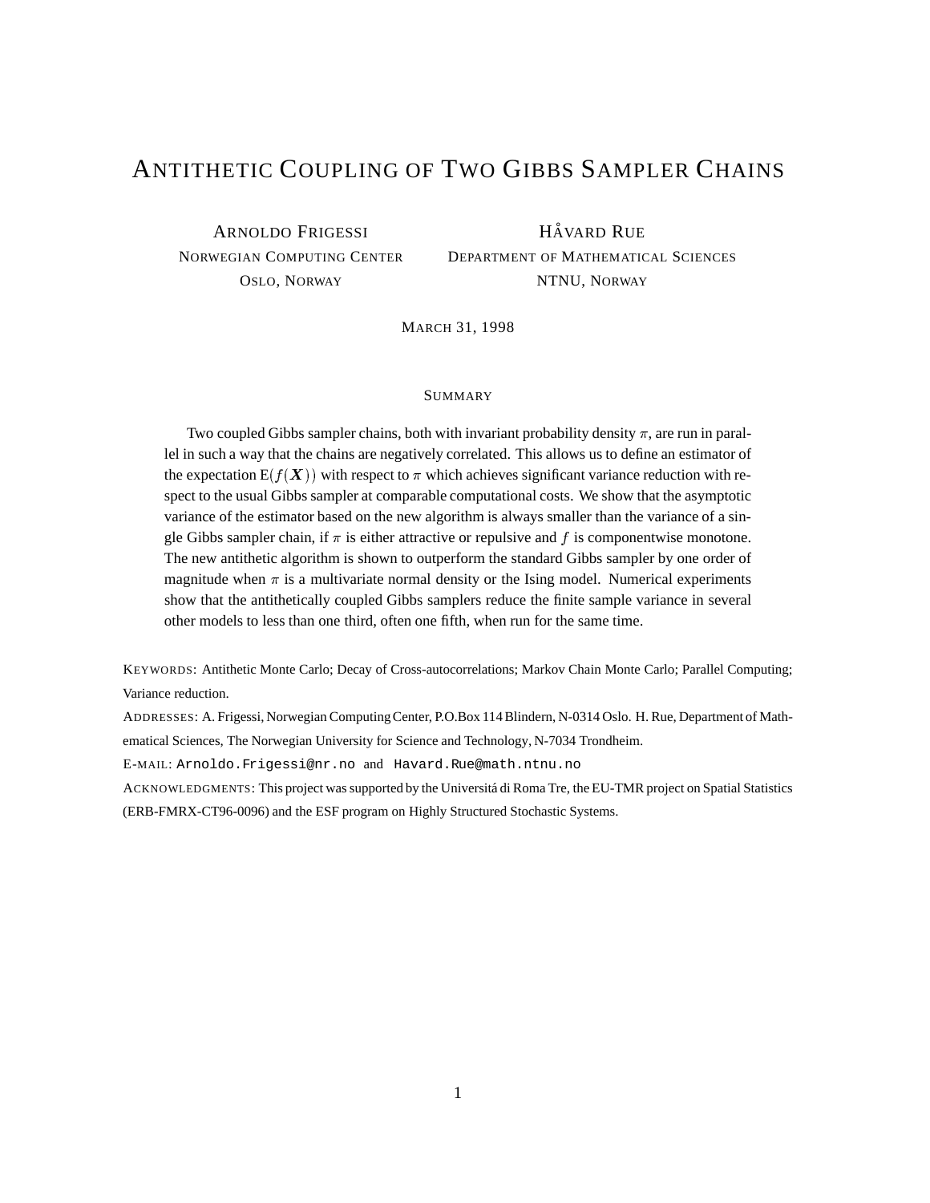# Antithetic Coupling of Two Gibbs Sampler Chains

Arnoldo Frigessi
Norwegian Computing Center
Oslo, Norway

Håvard Rue
Department of Mathematical Sciences
NTNU, Norway

March 31, 1998

## Summary

Two coupled Gibbs sampler chains, both with invariant probability density $\pi$, are run in parallel in such a way that the chains are negatively correlated. This allows us to define an estimator of the expectation $\mathrm{E}(f(\boldsymbol{X}))$ with respect to $\pi$ which achieves significant variance reduction with respect to the usual Gibbs sampler at comparable computational costs. We show that the asymptotic variance of the estimator based on the new algorithm is always smaller than the variance of a single Gibbs sampler chain, if $\pi$ is either attractive or repulsive and $f$ is componentwise monotone. The new antithetic algorithm is shown to outperform the standard Gibbs sampler by one order of magnitude when $\pi$ is a multivariate normal density or the Ising model. Numerical experiments show that the antithetically coupled Gibbs samplers reduce the finite sample variance in several other models to less than one third, often one fifth, when run for the same time.

Keywords: Antithetic Monte Carlo; Decay of Cross-autocorrelations; Markov Chain Monte Carlo; Parallel Computing; Variance reduction.

Addresses: A. Frigessi, Norwegian Computing Center, P.O.Box 114 Blindern, N-0314 Oslo. H. Rue, Department of Mathematical Sciences, The Norwegian University for Science and Technology, N-7034 Trondheim.

E-mail: `Arnoldo.Frigessi@nr.no` and `Havard.Rue@math.ntnu.no`

Acknowledgments: This project was supported by the Universitá di Roma Tre, the EU-TMR project on Spatial Statistics (ERB-FMRX-CT96-0096) and the ESF program on Highly Structured Stochastic Systems.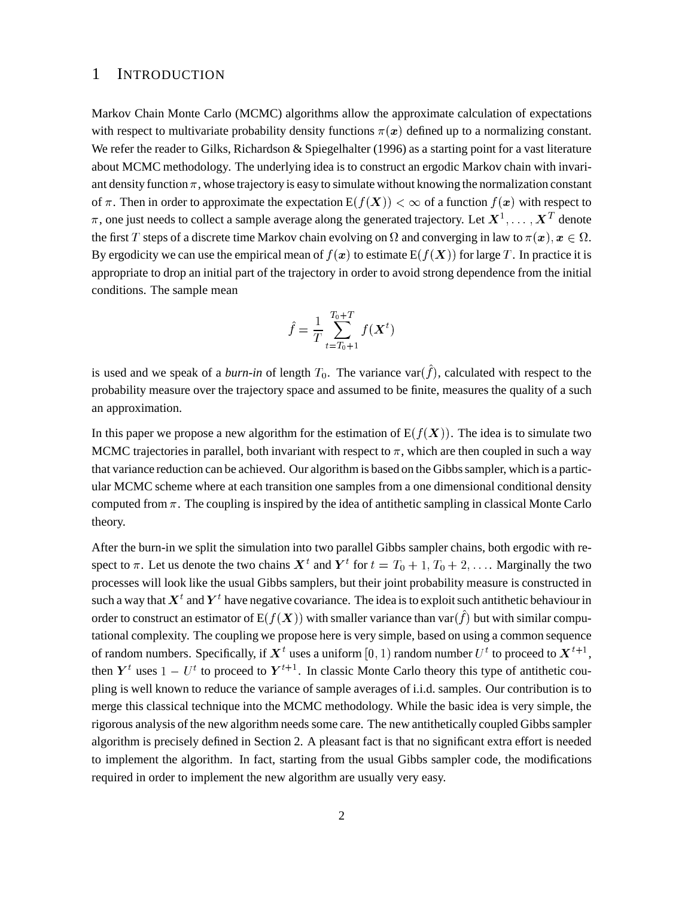# 1 INTRODUCTION

Markov Chain Monte Carlo (MCMC) algorithms allow the approximate calculation of expectations with respect to multivariate probability density functions $\pi(\boldsymbol{x})$ defined up to a normalizing constant. We refer the reader to Gilks, Richardson & Spiegelhalter (1996) as a starting point for a vast literature about MCMC methodology. The underlying idea is to construct an ergodic Markov chain with invariant density function $\pi$, whose trajectory is easy to simulate without knowing the normalization constant of $\pi$. Then in order to approximate the expectation $\mathrm{E}(f(\boldsymbol{X})) < \infty$ of a function $f(\boldsymbol{x})$ with respect to $\pi$, one just needs to collect a sample average along the generated trajectory. Let $\boldsymbol{X}^1, \ldots, \boldsymbol{X}^T$ denote the first $T$ steps of a discrete time Markov chain evolving on $\Omega$ and converging in law to $\pi(\boldsymbol{x}), \boldsymbol{x} \in \Omega$. By ergodicity we can use the empirical mean of $f(\boldsymbol{x})$ to estimate $\mathrm{E}(f(\boldsymbol{X}))$ for large $T$. In practice it is appropriate to drop an initial part of the trajectory in order to avoid strong dependence from the initial conditions. The sample mean

$$\hat{f} = \frac{1}{T} \sum_{t=T_0+1}^{T_0+T} f(\boldsymbol{X}^t)$$

is used and we speak of a *burn-in* of length $T_0$. The variance $\mathrm{var}(\hat{f})$, calculated with respect to the probability measure over the trajectory space and assumed to be finite, measures the quality of a such an approximation.

In this paper we propose a new algorithm for the estimation of $\mathrm{E}(f(\boldsymbol{X}))$. The idea is to simulate two MCMC trajectories in parallel, both invariant with respect to $\pi$, which are then coupled in such a way that variance reduction can be achieved. Our algorithm is based on the Gibbs sampler, which is a particular MCMC scheme where at each transition one samples from a one dimensional conditional density computed from $\pi$. The coupling is inspired by the idea of antithetic sampling in classical Monte Carlo theory.

After the burn-in we split the simulation into two parallel Gibbs sampler chains, both ergodic with respect to $\pi$. Let us denote the two chains $\boldsymbol{X}^t$ and $\boldsymbol{Y}^t$ for $t = T_0 + 1, T_0 + 2, \ldots$. Marginally the two processes will look like the usual Gibbs samplers, but their joint probability measure is constructed in such a way that $\boldsymbol{X}^t$ and $\boldsymbol{Y}^t$ have negative covariance. The idea is to exploit such antithetic behaviour in order to construct an estimator of $\mathrm{E}(f(\boldsymbol{X}))$ with smaller variance than $\mathrm{var}(\hat{f})$ but with similar computational complexity. The coupling we propose here is very simple, based on using a common sequence of random numbers. Specifically, if $\boldsymbol{X}^t$ uses a uniform $[0, 1)$ random number $U^t$ to proceed to $\boldsymbol{X}^{t+1}$, then $\boldsymbol{Y}^t$ uses $1 - U^t$ to proceed to $\boldsymbol{Y}^{t+1}$. In classic Monte Carlo theory this type of antithetic coupling is well known to reduce the variance of sample averages of i.i.d. samples. Our contribution is to merge this classical technique into the MCMC methodology. While the basic idea is very simple, the rigorous analysis of the new algorithm needs some care. The new antithetically coupled Gibbs sampler algorithm is precisely defined in Section 2. A pleasant fact is that no significant extra effort is needed to implement the algorithm. In fact, starting from the usual Gibbs sampler code, the modifications required in order to implement the new algorithm are usually very easy.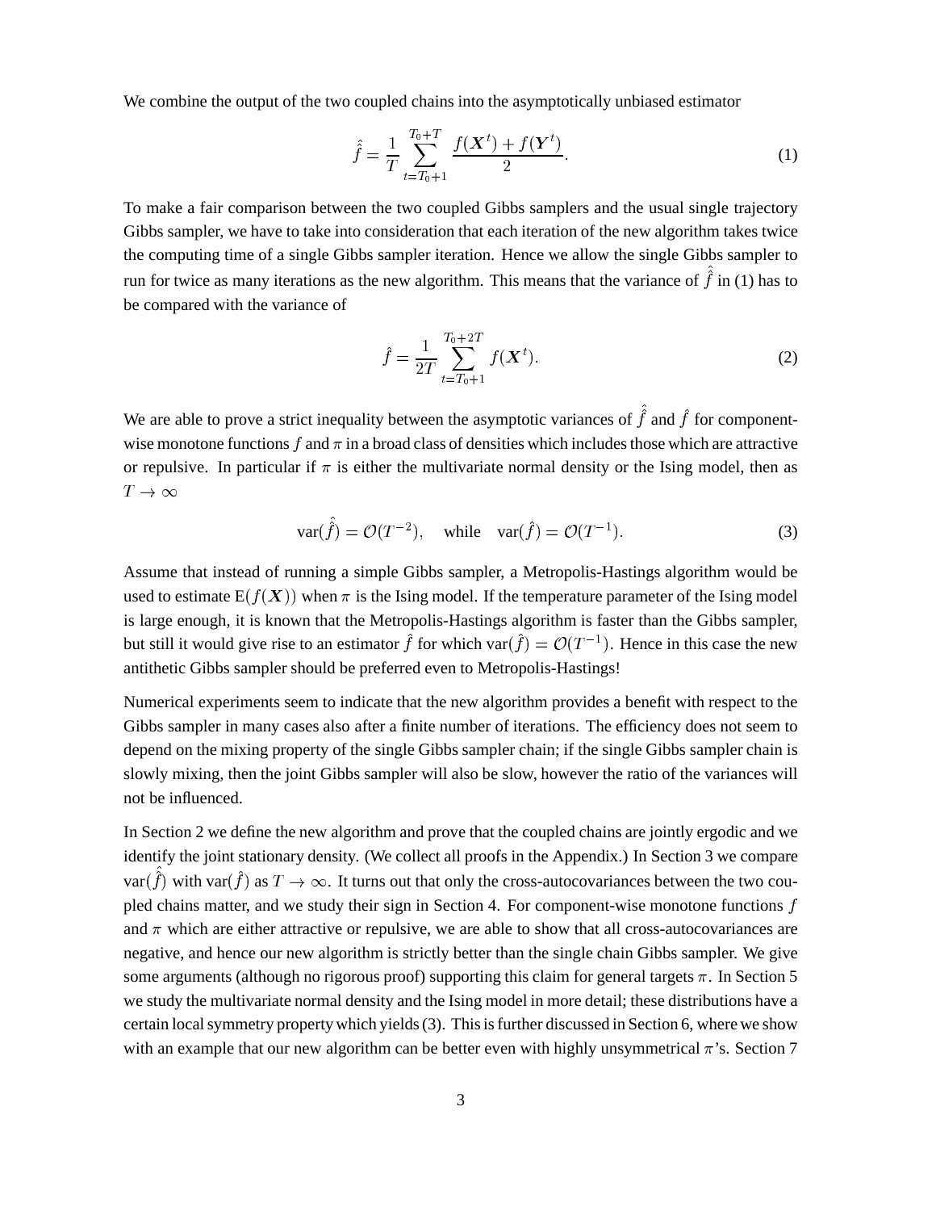We combine the output of the two coupled chains into the asymptotically unbiased estimator

$$\hat{\hat{f}} = \frac{1}{T} \sum_{t=T_0+1}^{T_0+T} \frac{f(\boldsymbol{X}^t) + f(\boldsymbol{Y}^t)}{2}. \tag{1}$$

To make a fair comparison between the two coupled Gibbs samplers and the usual single trajectory Gibbs sampler, we have to take into consideration that each iteration of the new algorithm takes twice the computing time of a single Gibbs sampler iteration. Hence we allow the single Gibbs sampler to run for twice as many iterations as the new algorithm. This means that the variance of $\hat{\hat{f}}$ in (1) has to be compared with the variance of

$$\hat{f} = \frac{1}{2T} \sum_{t=T_0+1}^{T_0+2T} f(\boldsymbol{X}^t). \tag{2}$$

We are able to prove a strict inequality between the asymptotic variances of $\hat{\hat{f}}$ and $\hat{f}$ for component-wise monotone functions $f$ and $\pi$ in a broad class of densities which includes those which are attractive or repulsive. In particular if $\pi$ is either the multivariate normal density or the Ising model, then as $T \to \infty$

$$\mathrm{var}(\hat{\hat{f}}) = \mathcal{O}(T^{-2}), \quad \text{while} \quad \mathrm{var}(\hat{f}) = \mathcal{O}(T^{-1}). \tag{3}$$

Assume that instead of running a simple Gibbs sampler, a Metropolis-Hastings algorithm would be used to estimate $\mathrm{E}(f(\boldsymbol{X}))$ when $\pi$ is the Ising model. If the temperature parameter of the Ising model is large enough, it is known that the Metropolis-Hastings algorithm is faster than the Gibbs sampler, but still it would give rise to an estimator $\hat{f}$ for which $\mathrm{var}(\hat{f}) = \mathcal{O}(T^{-1})$. Hence in this case the new antithetic Gibbs sampler should be preferred even to Metropolis-Hastings!

Numerical experiments seem to indicate that the new algorithm provides a benefit with respect to the Gibbs sampler in many cases also after a finite number of iterations. The efficiency does not seem to depend on the mixing property of the single Gibbs sampler chain; if the single Gibbs sampler chain is slowly mixing, then the joint Gibbs sampler will also be slow, however the ratio of the variances will not be influenced.

In Section 2 we define the new algorithm and prove that the coupled chains are jointly ergodic and we identify the joint stationary density. (We collect all proofs in the Appendix.) In Section 3 we compare $\mathrm{var}(\hat{\hat{f}})$ with $\mathrm{var}(\hat{f})$ as $T \to \infty$. It turns out that only the cross-autocovariances between the two coupled chains matter, and we study their sign in Section 4. For component-wise monotone functions $f$ and $\pi$ which are either attractive or repulsive, we are able to show that all cross-autocovariances are negative, and hence our new algorithm is strictly better than the single chain Gibbs sampler. We give some arguments (although no rigorous proof) supporting this claim for general targets $\pi$. In Section 5 we study the multivariate normal density and the Ising model in more detail; these distributions have a certain local symmetry property which yields (3). This is further discussed in Section 6, where we show with an example that our new algorithm can be better even with highly unsymmetrical $\pi$'s. Section 7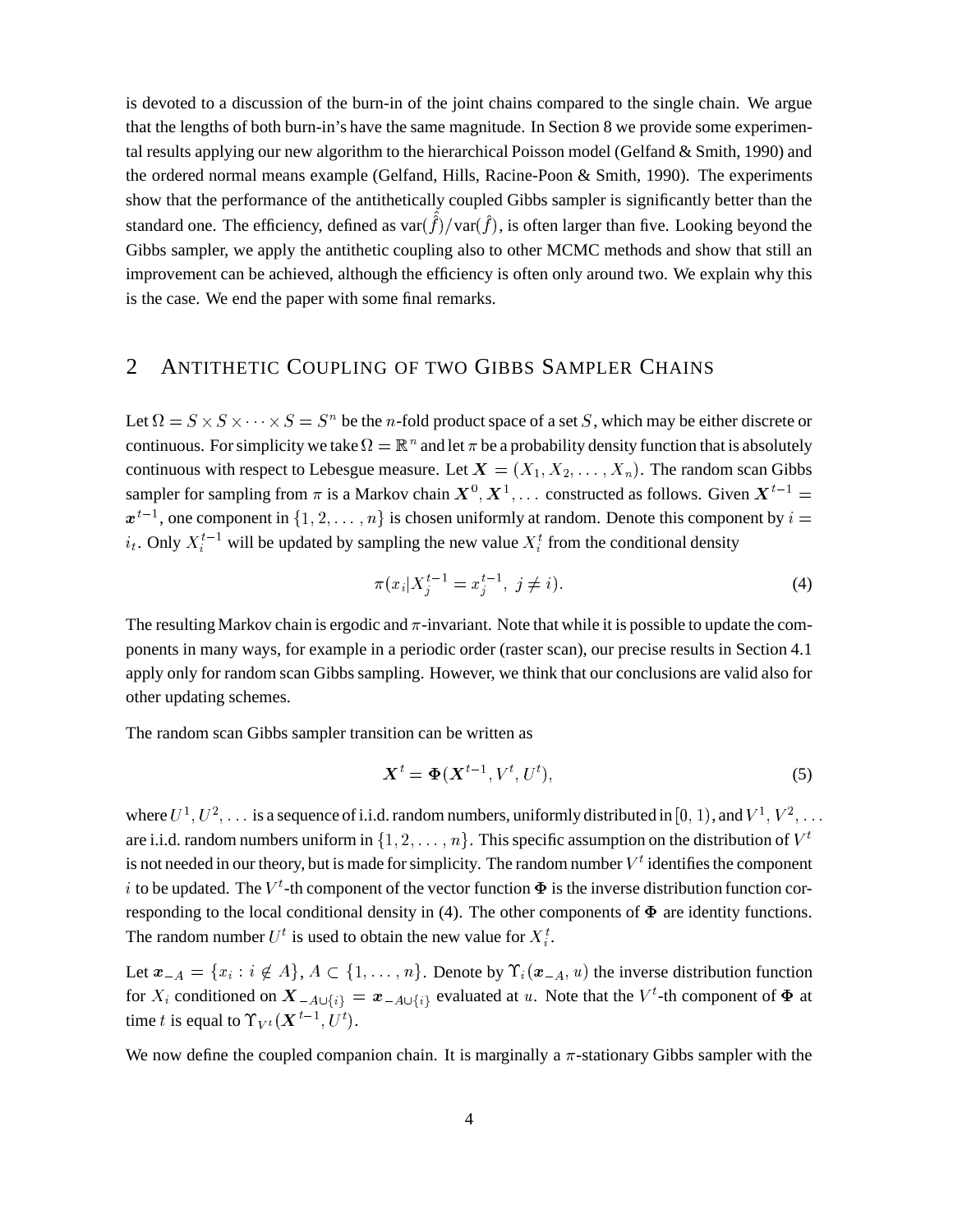is devoted to a discussion of the burn-in of the joint chains compared to the single chain. We argue that the lengths of both burn-in's have the same magnitude. In Section 8 we provide some experimental results applying our new algorithm to the hierarchical Poisson model (Gelfand & Smith, 1990) and the ordered normal means example (Gelfand, Hills, Racine-Poon & Smith, 1990). The experiments show that the performance of the antithetically coupled Gibbs sampler is significantly better than the standard one. The efficiency, defined as $\text{var}(\hat{\hat{f}})/\text{var}(\hat{f})$, is often larger than five. Looking beyond the Gibbs sampler, we apply the antithetic coupling also to other MCMC methods and show that still an improvement can be achieved, although the efficiency is often only around two. We explain why this is the case. We end the paper with some final remarks.

## 2 ANTITHETIC COUPLING OF TWO GIBBS SAMPLER CHAINS

Let $\Omega = S \times S \times \cdots \times S = S^n$ be the $n$-fold product space of a set $S$, which may be either discrete or continuous. For simplicity we take $\Omega = \mathbb{R}^n$ and let $\pi$ be a probability density function that is absolutely continuous with respect to Lebesgue measure. Let $\boldsymbol{X} = (X_1, X_2, \ldots, X_n)$. The random scan Gibbs sampler for sampling from $\pi$ is a Markov chain $\boldsymbol{X}^0, \boldsymbol{X}^1, \ldots$ constructed as follows. Given $\boldsymbol{X}^{t-1} = \boldsymbol{x}^{t-1}$, one component in $\{1, 2, \ldots, n\}$ is chosen uniformly at random. Denote this component by $i = i_t$. Only $X_i^{t-1}$ will be updated by sampling the new value $X_i^t$ from the conditional density

$$\pi(x_i | X_j^{t-1} = x_j^{t-1},\ j \neq i). \tag{4}$$

The resulting Markov chain is ergodic and $\pi$-invariant. Note that while it is possible to update the components in many ways, for example in a periodic order (raster scan), our precise results in Section 4.1 apply only for random scan Gibbs sampling. However, we think that our conclusions are valid also for other updating schemes.

The random scan Gibbs sampler transition can be written as

$$\boldsymbol{X}^t = \boldsymbol{\Phi}(\boldsymbol{X}^{t-1}, V^t, U^t), \tag{5}$$

where $U^1, U^2, \ldots$ is a sequence of i.i.d. random numbers, uniformly distributed in $[0, 1)$, and $V^1, V^2, \ldots$ are i.i.d. random numbers uniform in $\{1, 2, \ldots, n\}$. This specific assumption on the distribution of $V^t$ is not needed in our theory, but is made for simplicity. The random number $V^t$ identifies the component $i$ to be updated. The $V^t$-th component of the vector function $\boldsymbol{\Phi}$ is the inverse distribution function corresponding to the local conditional density in (4). The other components of $\boldsymbol{\Phi}$ are identity functions. The random number $U^t$ is used to obtain the new value for $X_i^t$.

Let $\boldsymbol{x}_{-A} = \{x_i : i \notin A\}$, $A \subset \{1, \ldots, n\}$. Denote by $\Upsilon_i(\boldsymbol{x}_{-A}, u)$ the inverse distribution function for $X_i$ conditioned on $\boldsymbol{X}_{-A\cup\{i\}} = \boldsymbol{x}_{-A\cup\{i\}}$ evaluated at $u$. Note that the $V^t$-th component of $\boldsymbol{\Phi}$ at time $t$ is equal to $\Upsilon_{V^t}(\boldsymbol{X}^{t-1}, U^t)$.

We now define the coupled companion chain. It is marginally a $\pi$-stationary Gibbs sampler with the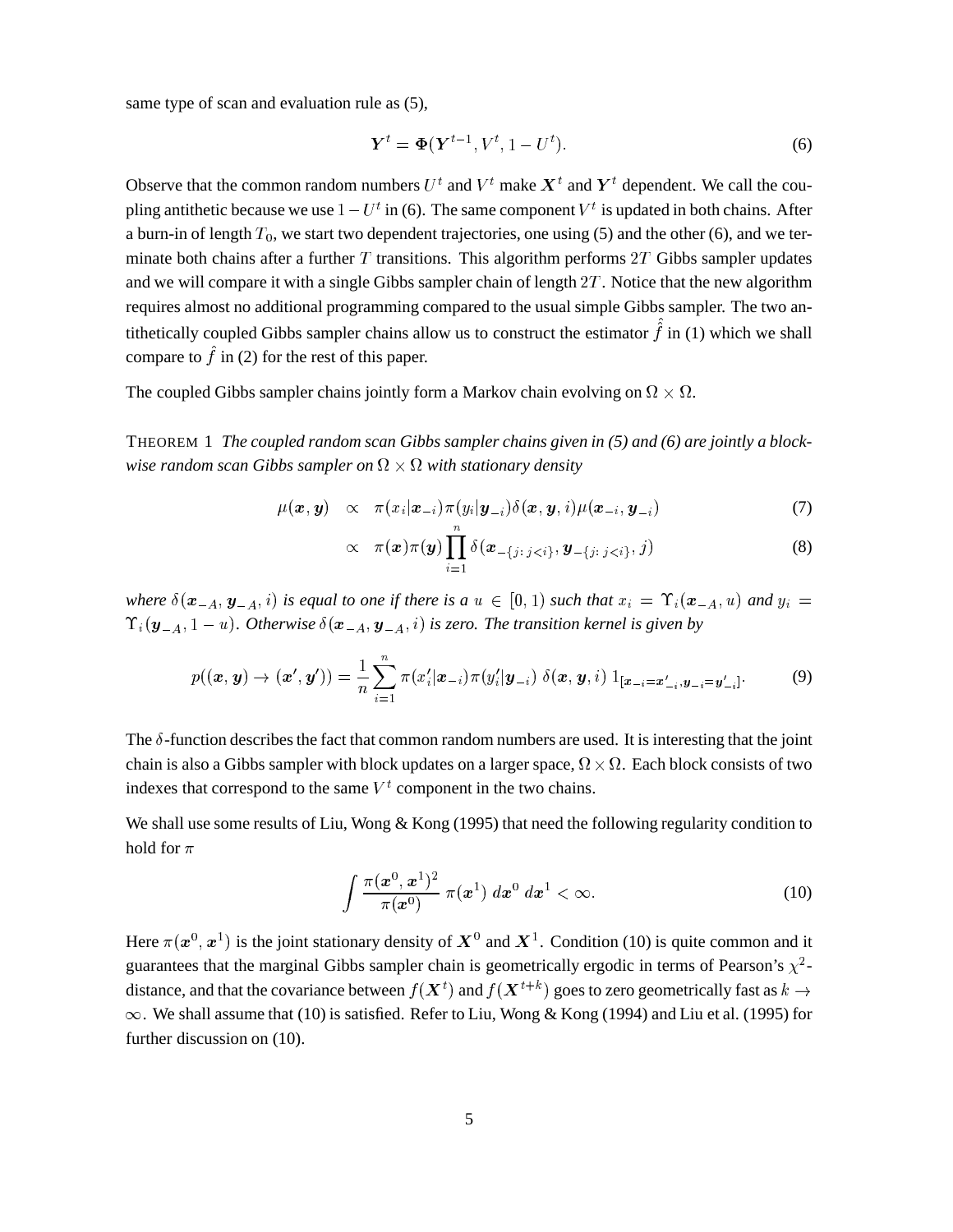same type of scan and evaluation rule as (5),

$$\boldsymbol{Y}^t = \boldsymbol{\Phi}(\boldsymbol{Y}^{t-1}, V^t, 1 - U^t). \tag{6}$$

Observe that the common random numbers $U^t$ and $V^t$ make $\boldsymbol{X}^t$ and $\boldsymbol{Y}^t$ dependent. We call the coupling antithetic because we use $1 - U^t$ in (6). The same component $V^t$ is updated in both chains. After a burn-in of length $T_0$, we start two dependent trajectories, one using (5) and the other (6), and we terminate both chains after a further $T$ transitions. This algorithm performs $2T$ Gibbs sampler updates and we will compare it with a single Gibbs sampler chain of length $2T$. Notice that the new algorithm requires almost no additional programming compared to the usual simple Gibbs sampler. The two antithetically coupled Gibbs sampler chains allow us to construct the estimator $\hat{\hat{f}}$ in (1) which we shall compare to $\hat{f}$ in (2) for the rest of this paper.

The coupled Gibbs sampler chains jointly form a Markov chain evolving on $\Omega \times \Omega$.

THEOREM 1 *The coupled random scan Gibbs sampler chains given in (5) and (6) are jointly a block-wise random scan Gibbs sampler on $\Omega \times \Omega$ with stationary density*

$$\begin{aligned} \mu(\boldsymbol{x}, \boldsymbol{y}) &\propto \pi(x_i|\boldsymbol{x}_{-i})\pi(y_i|\boldsymbol{y}_{-i})\delta(\boldsymbol{x}, \boldsymbol{y}, i)\mu(\boldsymbol{x}_{-i}, \boldsymbol{y}_{-i}) & (7) \\ &\propto \pi(\boldsymbol{x})\pi(\boldsymbol{y})\prod_{i=1}^{n}\delta(\boldsymbol{x}_{-\{j:\, j<i\}}, \boldsymbol{y}_{-\{j:\, j<i\}}, j) & (8) \end{aligned}$$

*where $\delta(\boldsymbol{x}_{-A}, \boldsymbol{y}_{-A}, i)$ is equal to one if there is a $u \in [0, 1)$ such that $x_i = \Upsilon_i(\boldsymbol{x}_{-A}, u)$ and $y_i = \Upsilon_i(\boldsymbol{y}_{-A}, 1 - u)$. Otherwise $\delta(\boldsymbol{x}_{-A}, \boldsymbol{y}_{-A}, i)$ is zero. The transition kernel is given by*

$$p((\boldsymbol{x}, \boldsymbol{y}) \to (\boldsymbol{x}', \boldsymbol{y}')) = \frac{1}{n}\sum_{i=1}^{n}\pi(x_i'|\boldsymbol{x}_{-i})\pi(y_i'|\boldsymbol{y}_{-i})\ \delta(\boldsymbol{x}, \boldsymbol{y}, i)\ 1_{[\boldsymbol{x}_{-i}=\boldsymbol{x}'_{-i}, \boldsymbol{y}_{-i}=\boldsymbol{y}'_{-i}]}. \tag{9}$$

The $\delta$-function describes the fact that common random numbers are used. It is interesting that the joint chain is also a Gibbs sampler with block updates on a larger space, $\Omega \times \Omega$. Each block consists of two indexes that correspond to the same $V^t$ component in the two chains.

We shall use some results of Liu, Wong & Kong (1995) that need the following regularity condition to hold for $\pi$

$$\int \frac{\pi(\boldsymbol{x}^0, \boldsymbol{x}^1)^2}{\pi(\boldsymbol{x}^0)}\ \pi(\boldsymbol{x}^1)\ d\boldsymbol{x}^0\ d\boldsymbol{x}^1 < \infty. \tag{10}$$

Here $\pi(\boldsymbol{x}^0, \boldsymbol{x}^1)$ is the joint stationary density of $\boldsymbol{X}^0$ and $\boldsymbol{X}^1$. Condition (10) is quite common and it guarantees that the marginal Gibbs sampler chain is geometrically ergodic in terms of Pearson's $\chi^2$-distance, and that the covariance between $f(\boldsymbol{X}^t)$ and $f(\boldsymbol{X}^{t+k})$ goes to zero geometrically fast as $k \to \infty$. We shall assume that (10) is satisfied. Refer to Liu, Wong & Kong (1994) and Liu et al. (1995) for further discussion on (10).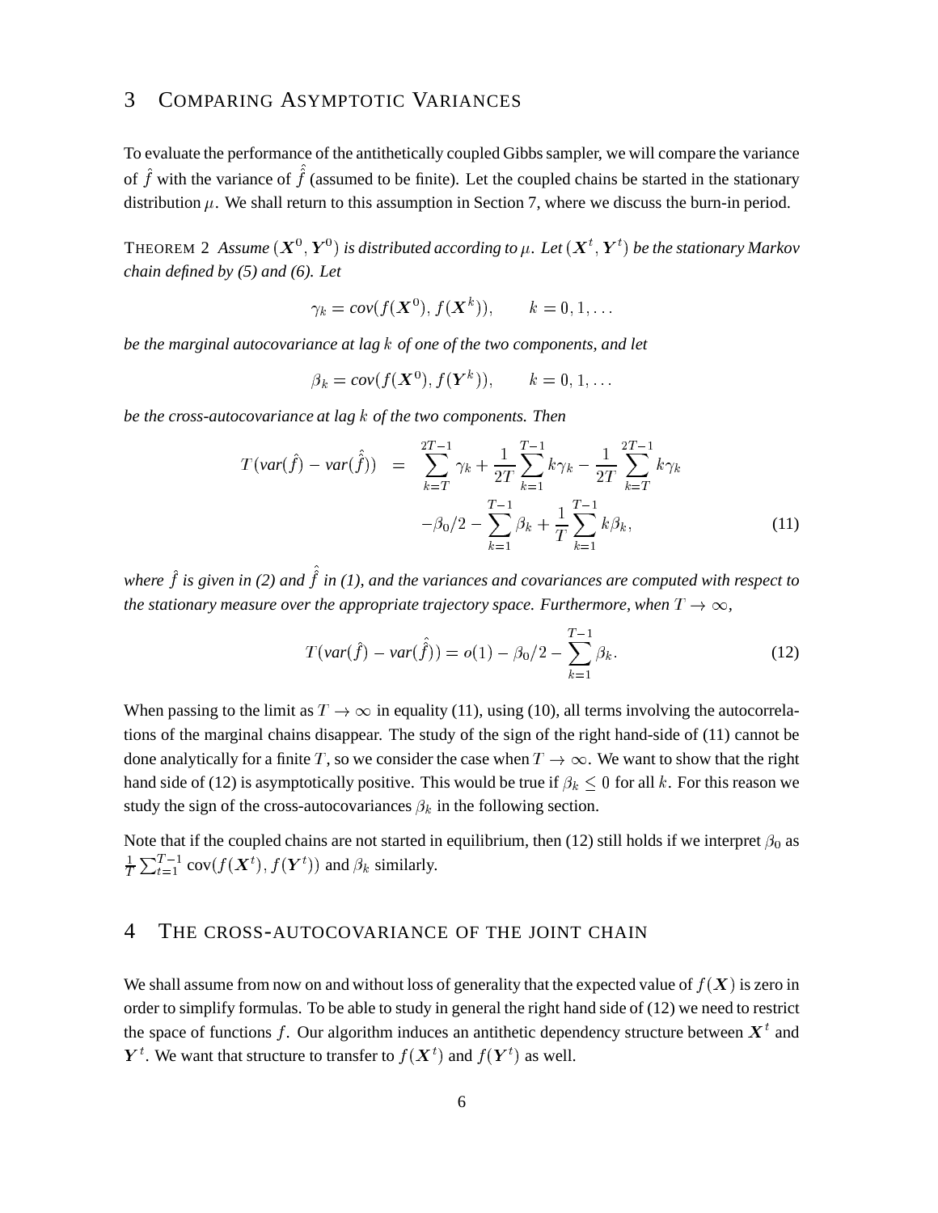## 3 COMPARING ASYMPTOTIC VARIANCES

To evaluate the performance of the antithetically coupled Gibbs sampler, we will compare the variance of $\hat{f}$ with the variance of $\hat{\hat{f}}$ (assumed to be finite). Let the coupled chains be started in the stationary distribution $\mu$. We shall return to this assumption in Section 7, where we discuss the burn-in period.

THEOREM 2 *Assume $(\boldsymbol{X}^0, \boldsymbol{Y}^0)$ is distributed according to $\mu$. Let $(\boldsymbol{X}^t, \boldsymbol{Y}^t)$ be the stationary Markov chain defined by (5) and (6). Let*

$$\gamma_k = cov(f(\boldsymbol{X}^0), f(\boldsymbol{X}^k)), \qquad k = 0, 1, \ldots$$

*be the marginal autocovariance at lag $k$ of one of the two components, and let*

$$\beta_k = cov(f(\boldsymbol{X}^0), f(\boldsymbol{Y}^k)), \qquad k = 0, 1, \ldots$$

*be the cross-autocovariance at lag $k$ of the two components. Then*

$$\begin{aligned} T(var(\hat{f}) - var(\hat{\hat{f}})) &= \sum_{k=T}^{2T-1} \gamma_k + \frac{1}{2T}\sum_{k=1}^{T-1} k\gamma_k - \frac{1}{2T}\sum_{k=T}^{2T-1} k\gamma_k \\ &\quad -\beta_0/2 - \sum_{k=1}^{T-1}\beta_k + \frac{1}{T}\sum_{k=1}^{T-1} k\beta_k, \end{aligned} \tag{11}$$

*where $\hat{f}$ is given in (2) and $\hat{\hat{f}}$ in (1), and the variances and covariances are computed with respect to the stationary measure over the appropriate trajectory space. Furthermore, when $T \to \infty$,*

$$T(var(\hat{f}) - var(\hat{\hat{f}})) = o(1) - \beta_0/2 - \sum_{k=1}^{T-1}\beta_k. \tag{12}$$

When passing to the limit as $T \to \infty$ in equality (11), using (10), all terms involving the autocorrelations of the marginal chains disappear. The study of the sign of the right hand-side of (11) cannot be done analytically for a finite $T$, so we consider the case when $T \to \infty$. We want to show that the right hand side of (12) is asymptotically positive. This would be true if $\beta_k \leq 0$ for all $k$. For this reason we study the sign of the cross-autocovariances $\beta_k$ in the following section.

Note that if the coupled chains are not started in equilibrium, then (12) still holds if we interpret $\beta_0$ as $\frac{1}{T}\sum_{t=1}^{T-1} \text{cov}(f(\boldsymbol{X}^t), f(\boldsymbol{Y}^t))$ and $\beta_k$ similarly.

## 4 THE CROSS-AUTOCOVARIANCE OF THE JOINT CHAIN

We shall assume from now on and without loss of generality that the expected value of $f(\boldsymbol{X})$ is zero in order to simplify formulas. To be able to study in general the right hand side of (12) we need to restrict the space of functions $f$. Our algorithm induces an antithetic dependency structure between $\boldsymbol{X}^t$ and $\boldsymbol{Y}^t$. We want that structure to transfer to $f(\boldsymbol{X}^t)$ and $f(\boldsymbol{Y}^t)$ as well.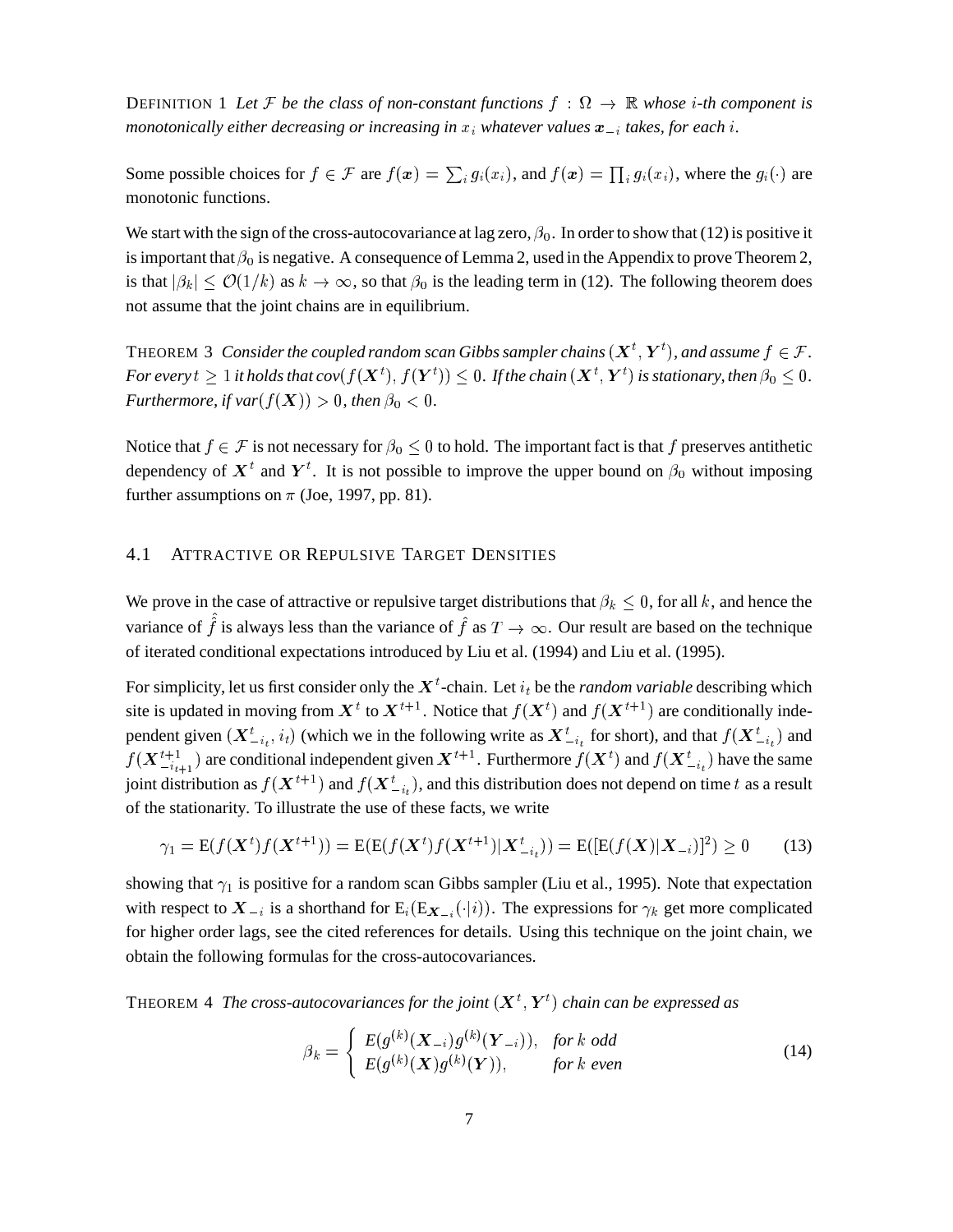DEFINITION 1 *Let $\mathcal{F}$ be the class of non-constant functions $f : \Omega \to \mathbb{R}$ whose $i$-th component is monotonically either decreasing or increasing in $x_i$ whatever values $\boldsymbol{x}_{-i}$ takes, for each $i$.*

Some possible choices for $f \in \mathcal{F}$ are $f(\boldsymbol{x}) = \sum_i g_i(x_i)$, and $f(\boldsymbol{x}) = \prod_i g_i(x_i)$, where the $g_i(\cdot)$ are monotonic functions.

We start with the sign of the cross-autocovariance at lag zero, $\beta_0$. In order to show that (12) is positive it is important that $\beta_0$ is negative. A consequence of Lemma 2, used in the Appendix to prove Theorem 2, is that $|\beta_k| \leq \mathcal{O}(1/k)$ as $k \to \infty$, so that $\beta_0$ is the leading term in (12). The following theorem does not assume that the joint chains are in equilibrium.

THEOREM 3 *Consider the coupled random scan Gibbs sampler chains $(\boldsymbol{X}^t, \boldsymbol{Y}^t)$, and assume $f \in \mathcal{F}$. For every $t \geq 1$ it holds that cov$(f(\boldsymbol{X}^t), f(\boldsymbol{Y}^t)) \leq 0$. If the chain $(\boldsymbol{X}^t, \boldsymbol{Y}^t)$ is stationary, then $\beta_0 \leq 0$. Furthermore, if var$(f(\boldsymbol{X})) > 0$, then $\beta_0 < 0$.*

Notice that $f \in \mathcal{F}$ is not necessary for $\beta_0 \leq 0$ to hold. The important fact is that $f$ preserves antithetic dependency of $\boldsymbol{X}^t$ and $\boldsymbol{Y}^t$. It is not possible to improve the upper bound on $\beta_0$ without imposing further assumptions on $\pi$ (Joe, 1997, pp. 81).

## 4.1 ATTRACTIVE OR REPULSIVE TARGET DENSITIES

We prove in the case of attractive or repulsive target distributions that $\beta_k \leq 0$, for all $k$, and hence the variance of $\hat{\hat{f}}$ is always less than the variance of $\hat{f}$ as $T \to \infty$. Our result are based on the technique of iterated conditional expectations introduced by Liu et al. (1994) and Liu et al. (1995).

For simplicity, let us first consider only the $\boldsymbol{X}^t$-chain. Let $i_t$ be the *random variable* describing which site is updated in moving from $\boldsymbol{X}^t$ to $\boldsymbol{X}^{t+1}$. Notice that $f(\boldsymbol{X}^t)$ and $f(\boldsymbol{X}^{t+1})$ are conditionally independent given $(\boldsymbol{X}^t_{-i_t}, i_t)$ (which we in the following write as $\boldsymbol{X}^t_{-i_t}$ for short), and that $f(\boldsymbol{X}^t_{-i_t})$ and $f(\boldsymbol{X}^{t+1}_{-i_{t+1}})$ are conditional independent given $\boldsymbol{X}^{t+1}$. Furthermore $f(\boldsymbol{X}^t)$ and $f(\boldsymbol{X}^t_{-i_t})$ have the same joint distribution as $f(\boldsymbol{X}^{t+1})$ and $f(\boldsymbol{X}^t_{-i_t})$, and this distribution does not depend on time $t$ as a result of the stationarity. To illustrate the use of these facts, we write

$$\gamma_1 = \mathrm{E}(f(\boldsymbol{X}^t)f(\boldsymbol{X}^{t+1})) = \mathrm{E}(\mathrm{E}(f(\boldsymbol{X}^t)f(\boldsymbol{X}^{t+1})|\boldsymbol{X}^t_{-i_t})) = \mathrm{E}([\mathrm{E}(f(\boldsymbol{X})|\boldsymbol{X}_{-i})]^2) \geq 0 \qquad (13)$$

showing that $\gamma_1$ is positive for a random scan Gibbs sampler (Liu et al., 1995). Note that expectation with respect to $\boldsymbol{X}_{-i}$ is a shorthand for $\mathrm{E}_i(\mathrm{E}_{\boldsymbol{X}_{-i}}(\cdot|i))$. The expressions for $\gamma_k$ get more complicated for higher order lags, see the cited references for details. Using this technique on the joint chain, we obtain the following formulas for the cross-autocovariances.

THEOREM 4 *The cross-autocovariances for the joint $(\boldsymbol{X}^t, \boldsymbol{Y}^t)$ chain can be expressed as*

$$\beta_k = \begin{cases} E(g^{(k)}(\boldsymbol{X}_{-i})g^{(k)}(\boldsymbol{Y}_{-i})), & \text{for } k \text{ odd} \\ E(g^{(k)}(\boldsymbol{X})g^{(k)}(\boldsymbol{Y})), & \text{for } k \text{ even} \end{cases} \qquad (14)$$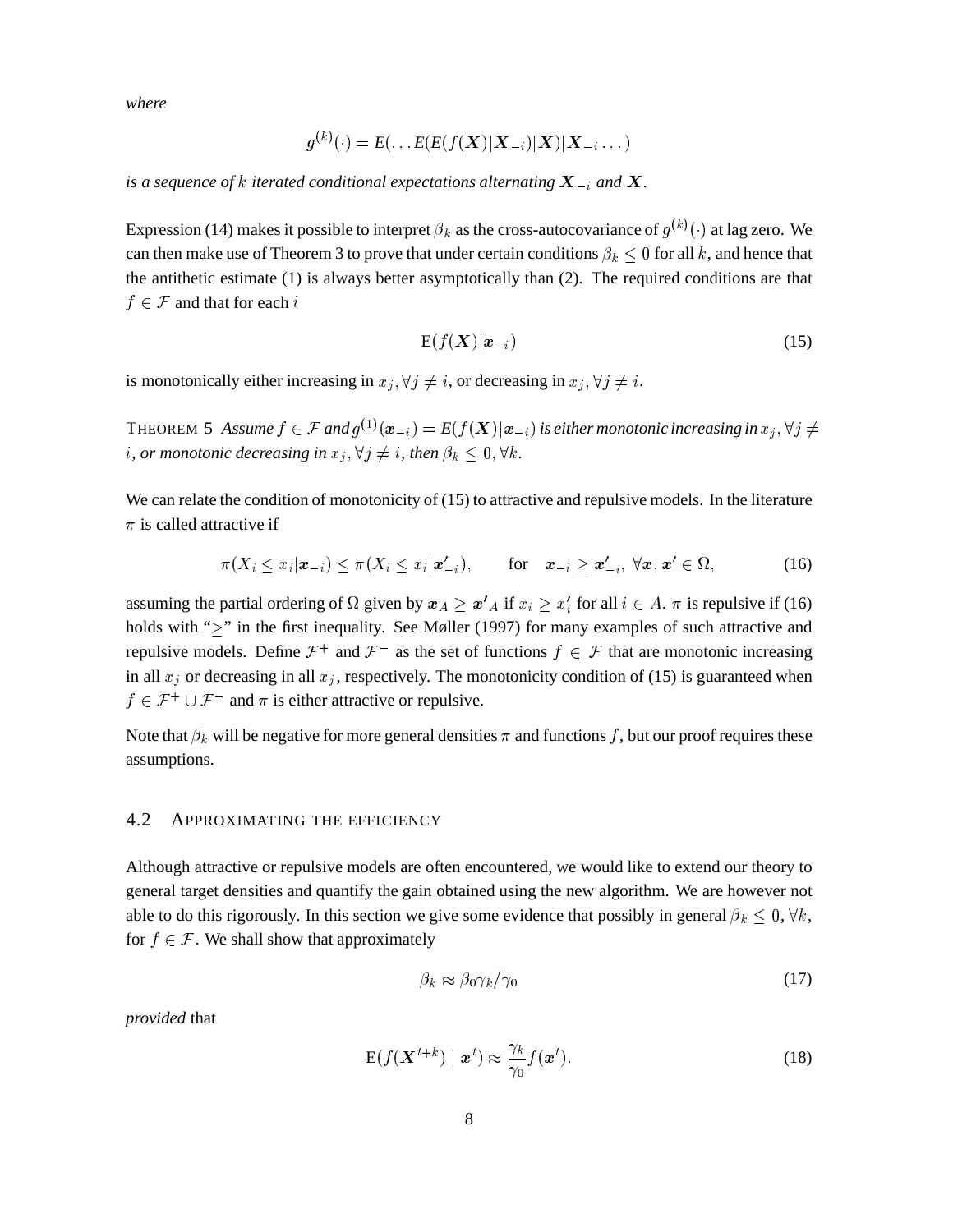*where*

$$g^{(k)}(\cdot) = E(\ldots E(E(f(\boldsymbol{X})|\boldsymbol{X}_{-i})|\boldsymbol{X})|\boldsymbol{X}_{-i}\ldots)$$

*is a sequence of $k$ iterated conditional expectations alternating $\boldsymbol{X}_{-i}$ and $\boldsymbol{X}$.*

Expression (14) makes it possible to interpret $\beta_k$ as the cross-autocovariance of $g^{(k)}(\cdot)$ at lag zero. We can then make use of Theorem 3 to prove that under certain conditions $\beta_k \leq 0$ for all $k$, and hence that the antithetic estimate (1) is always better asymptotically than (2). The required conditions are that $f \in \mathcal{F}$ and that for each $i$

$$\mathrm{E}(f(\boldsymbol{X})|\boldsymbol{x}_{-i}) \tag{15}$$

is monotonically either increasing in $x_j, \forall j \neq i$, or decreasing in $x_j, \forall j \neq i$.

THEOREM 5 *Assume $f \in \mathcal{F}$ and $g^{(1)}(\boldsymbol{x}_{-i}) = E(f(\boldsymbol{X})|\boldsymbol{x}_{-i})$ is either monotonic increasing in $x_j, \forall j \neq i$, or monotonic decreasing in $x_j, \forall j \neq i$, then $\beta_k \leq 0, \forall k$.*

We can relate the condition of monotonicity of (15) to attractive and repulsive models. In the literature $\pi$ is called attractive if

$$\pi(X_i \leq x_i|\boldsymbol{x}_{-i}) \leq \pi(X_i \leq x_i|\boldsymbol{x}'_{-i}), \qquad \text{for} \quad \boldsymbol{x}_{-i} \geq \boldsymbol{x}'_{-i},\ \forall \boldsymbol{x}, \boldsymbol{x}' \in \Omega, \tag{16}$$

assuming the partial ordering of $\Omega$ given by $\boldsymbol{x}_A \geq \boldsymbol{x'}_A$ if $x_i \geq x'_i$ for all $i \in A$. $\pi$ is repulsive if (16) holds with "$\geq$" in the first inequality. See Møller (1997) for many examples of such attractive and repulsive models. Define $\mathcal{F}^+$ and $\mathcal{F}^-$ as the set of functions $f \in \mathcal{F}$ that are monotonic increasing in all $x_j$ or decreasing in all $x_j$, respectively. The monotonicity condition of (15) is guaranteed when $f \in \mathcal{F}^+ \cup \mathcal{F}^-$ and $\pi$ is either attractive or repulsive.

Note that $\beta_k$ will be negative for more general densities $\pi$ and functions $f$, but our proof requires these assumptions.

### 4.2 Approximating the efficiency

Although attractive or repulsive models are often encountered, we would like to extend our theory to general target densities and quantify the gain obtained using the new algorithm. We are however not able to do this rigorously. In this section we give some evidence that possibly in general $\beta_k \leq 0, \forall k$, for $f \in \mathcal{F}$. We shall show that approximately

$$\beta_k \approx \beta_0 \gamma_k / \gamma_0 \tag{17}$$

*provided* that

$$\mathrm{E}(f(\boldsymbol{X}^{t+k}) \mid \boldsymbol{x}^t) \approx \frac{\gamma_k}{\gamma_0} f(\boldsymbol{x}^t). \tag{18}$$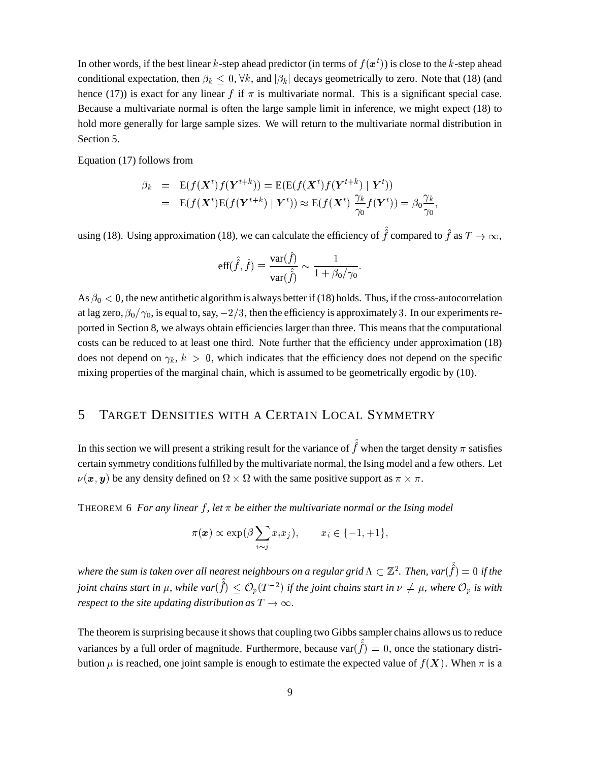In other words, if the best linear $k$-step ahead predictor (in terms of $f(\boldsymbol{x}^t)$) is close to the $k$-step ahead conditional expectation, then $\beta_k \leq 0, \forall k$, and $|\beta_k|$ decays geometrically to zero. Note that (18) (and hence (17)) is exact for any linear $f$ if $\pi$ is multivariate normal. This is a significant special case. Because a multivariate normal is often the large sample limit in inference, we might expect (18) to hold more generally for large sample sizes. We will return to the multivariate normal distribution in Section 5.

Equation (17) follows from

$$
\begin{aligned}
\beta_k &= \mathrm{E}(f(\boldsymbol{X}^t)f(\boldsymbol{Y}^{t+k})) = \mathrm{E}(\mathrm{E}(f(\boldsymbol{X}^t)f(\boldsymbol{Y}^{t+k}) \mid \boldsymbol{Y}^t)) \\
&= \mathrm{E}(f(\boldsymbol{X}^t)\mathrm{E}(f(\boldsymbol{Y}^{t+k}) \mid \boldsymbol{Y}^t)) \approx \mathrm{E}(f(\boldsymbol{X}^t)\ \frac{\gamma_k}{\gamma_0} f(\boldsymbol{Y}^t)) = \beta_0 \frac{\gamma_k}{\gamma_0},
\end{aligned}
$$

using (18). Using approximation (18), we can calculate the efficiency of $\hat{\hat{f}}$ compared to $\hat{f}$ as $T \to \infty$,

$$
\mathrm{eff}(\hat{\hat{f}}, \hat{f}) \equiv \frac{\mathrm{var}(\hat{f})}{\mathrm{var}(\hat{\hat{f}})} \sim \frac{1}{1 + \beta_0/\gamma_0}.
$$

As $\beta_0 < 0$, the new antithetic algorithm is always better if (18) holds. Thus, if the cross-autocorrelation at lag zero, $\beta_0/\gamma_0$, is equal to, say, $-2/3$, then the efficiency is approximately 3. In our experiments reported in Section 8, we always obtain efficiencies larger than three. This means that the computational costs can be reduced to at least one third. Note further that the efficiency under approximation (18) does not depend on $\gamma_k$, $k > 0$, which indicates that the efficiency does not depend on the specific mixing properties of the marginal chain, which is assumed to be geometrically ergodic by (10).

## 5 Target Densities with a Certain Local Symmetry

In this section we will present a striking result for the variance of $\hat{\hat{f}}$ when the target density $\pi$ satisfies certain symmetry conditions fulfilled by the multivariate normal, the Ising model and a few others. Let $\nu(\boldsymbol{x}, \boldsymbol{y})$ be any density defined on $\Omega \times \Omega$ with the same positive support as $\pi \times \pi$.

Theorem 6 *For any linear $f$, let $\pi$ be either the multivariate normal or the Ising model*

$$
\pi(\boldsymbol{x}) \propto \exp(\beta \sum_{i \sim j} x_i x_j), \qquad x_i \in \{-1, +1\},
$$

*where the sum is taken over all nearest neighbours on a regular grid $\Lambda \subset \mathbb{Z}^2$. Then, $\mathrm{var}(\hat{\hat{f}}) = 0$ if the joint chains start in $\mu$, while $\mathrm{var}(\hat{\hat{f}}) \leq \mathcal{O}_p(T^{-2})$ if the joint chains start in $\nu \neq \mu$, where $\mathcal{O}_p$ is with respect to the site updating distribution as $T \to \infty$.*

The theorem is surprising because it shows that coupling two Gibbs sampler chains allows us to reduce variances by a full order of magnitude. Furthermore, because $\mathrm{var}(\hat{\hat{f}}) = 0$, once the stationary distribution $\mu$ is reached, one joint sample is enough to estimate the expected value of $f(\boldsymbol{X})$. When $\pi$ is a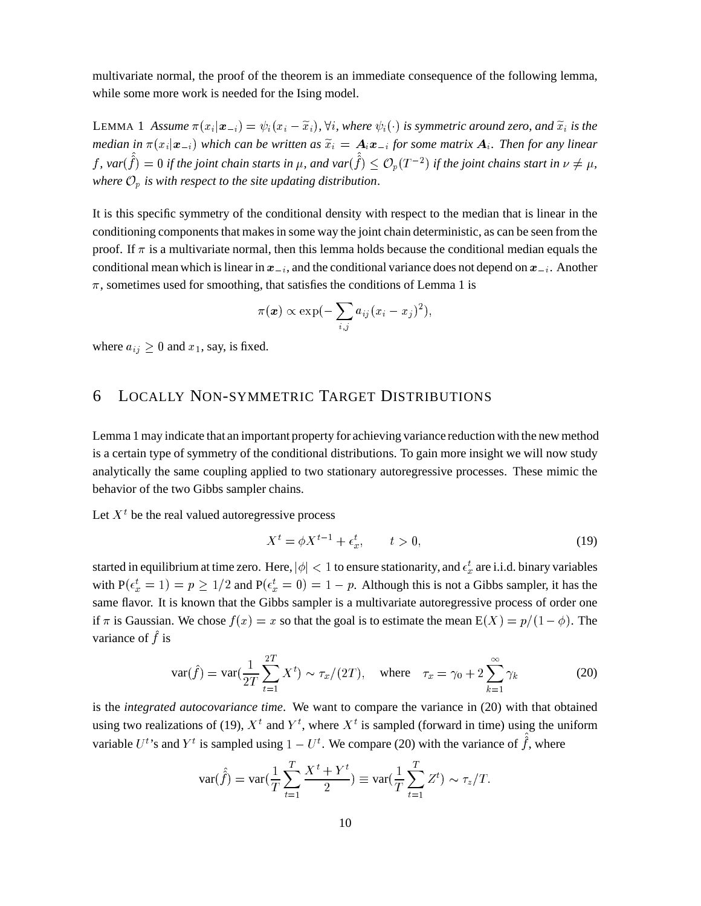multivariate normal, the proof of the theorem is an immediate consequence of the following lemma, while some more work is needed for the Ising model.

LEMMA 1 *Assume $\pi(x_i|\boldsymbol{x}_{-i}) = \psi_i(x_i - \widetilde{x}_i), \forall i$, where $\psi_i(\cdot)$ is symmetric around zero, and $\widetilde{x}_i$ is the median in $\pi(x_i|\boldsymbol{x}_{-i})$ which can be written as $\widetilde{x}_i = \boldsymbol{A}_i \boldsymbol{x}_{-i}$ for some matrix $\boldsymbol{A}_i$. Then for any linear $f$, var$(\hat{\hat{f}}) = 0$ if the joint chain starts in $\mu$, and var$(\hat{\hat{f}}) \leq \mathcal{O}_p(T^{-2})$ if the joint chains start in $\nu \neq \mu$, where $\mathcal{O}_p$ is with respect to the site updating distribution.*

It is this specific symmetry of the conditional density with respect to the median that is linear in the conditioning components that makes in some way the joint chain deterministic, as can be seen from the proof. If $\pi$ is a multivariate normal, then this lemma holds because the conditional median equals the conditional mean which is linear in $\boldsymbol{x}_{-i}$, and the conditional variance does not depend on $\boldsymbol{x}_{-i}$. Another $\pi$, sometimes used for smoothing, that satisfies the conditions of Lemma 1 is

$$\pi(\boldsymbol{x}) \propto \exp(-\sum_{i,j} a_{ij}(x_i - x_j)^2),$$

where $a_{ij} \geq 0$ and $x_1$, say, is fixed.

# 6 Locally Non-symmetric Target Distributions

Lemma 1 may indicate that an important property for achieving variance reduction with the new method is a certain type of symmetry of the conditional distributions. To gain more insight we will now study analytically the same coupling applied to two stationary autoregressive processes. These mimic the behavior of the two Gibbs sampler chains.

Let $X^t$ be the real valued autoregressive process

$$X^t = \phi X^{t-1} + \epsilon_x^t, \qquad t > 0, \tag{19}$$

started in equilibrium at time zero. Here, $|\phi| < 1$ to ensure stationarity, and $\epsilon_x^t$ are i.i.d. binary variables with $\mathrm{P}(\epsilon_x^t = 1) = p \geq 1/2$ and $\mathrm{P}(\epsilon_x^t = 0) = 1 - p$. Although this is not a Gibbs sampler, it has the same flavor. It is known that the Gibbs sampler is a multivariate autoregressive process of order one if $\pi$ is Gaussian. We chose $f(x) = x$ so that the goal is to estimate the mean $\mathrm{E}(X) = p/(1-\phi)$. The variance of $\hat{f}$ is

$$\mathrm{var}(\hat{f}) = \mathrm{var}(\frac{1}{2T}\sum_{t=1}^{2T} X^t) \sim \tau_x/(2T), \quad \text{where} \quad \tau_x = \gamma_0 + 2\sum_{k=1}^{\infty} \gamma_k \tag{20}$$

is the *integrated autocovariance time*. We want to compare the variance in (20) with that obtained using two realizations of (19), $X^t$ and $Y^t$, where $X^t$ is sampled (forward in time) using the uniform variable $U^t$'s and $Y^t$ is sampled using $1 - U^t$. We compare (20) with the variance of $\hat{\hat{f}}$, where

$$\mathrm{var}(\hat{\hat{f}}) = \mathrm{var}(\frac{1}{T}\sum_{t=1}^{T} \frac{X^t + Y^t}{2}) \equiv \mathrm{var}(\frac{1}{T}\sum_{t=1}^{T} Z^t) \sim \tau_z/T.$$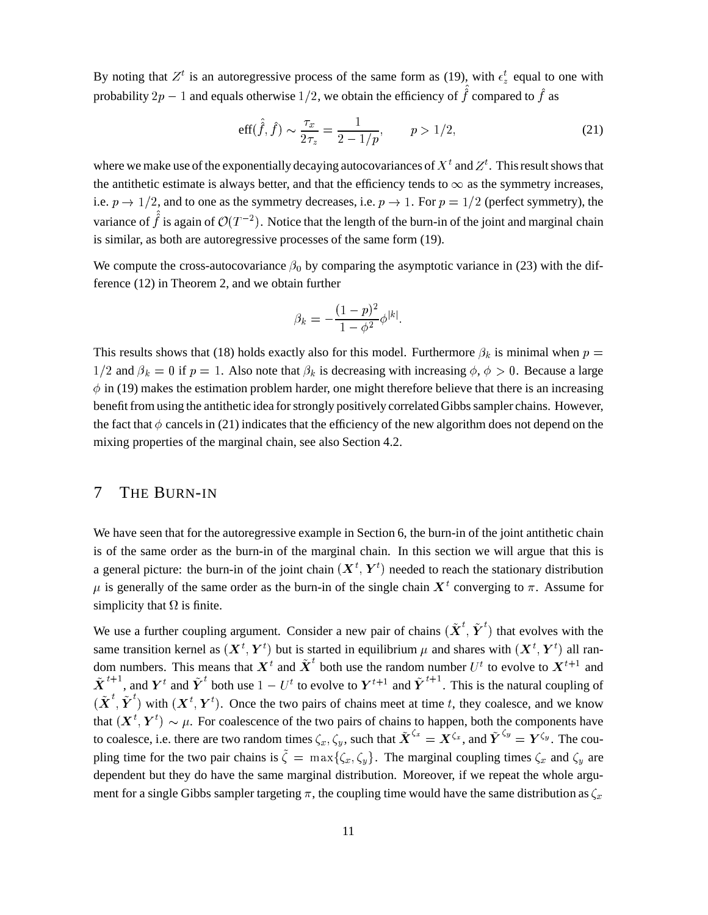By noting that $Z^t$ is an autoregressive process of the same form as (19), with $\epsilon_z^t$ equal to one with probability $2p - 1$ and equals otherwise $1/2$, we obtain the efficiency of $\hat{\hat{f}}$ compared to $\hat{f}$ as

$$\text{eff}(\hat{\hat{f}}, \hat{f}) \sim \frac{\tau_x}{2\tau_z} = \frac{1}{2 - 1/p}, \qquad p > 1/2, \tag{21}$$

where we make use of the exponentially decaying autocovariances of $X^t$ and $Z^t$. This result shows that the antithetic estimate is always better, and that the efficiency tends to $\infty$ as the symmetry increases, i.e. $p \to 1/2$, and to one as the symmetry decreases, i.e. $p \to 1$. For $p = 1/2$ (perfect symmetry), the variance of $\hat{\hat{f}}$ is again of $\mathcal{O}(T^{-2})$. Notice that the length of the burn-in of the joint and marginal chain is similar, as both are autoregressive processes of the same form (19).

We compute the cross-autocovariance $\beta_0$ by comparing the asymptotic variance in (23) with the difference (12) in Theorem 2, and we obtain further

$$\beta_k = -\frac{(1-p)^2}{1-\phi^2}\phi^{|k|}.$$

This results shows that (18) holds exactly also for this model. Furthermore $\beta_k$ is minimal when $p = 1/2$ and $\beta_k = 0$ if $p = 1$. Also note that $\beta_k$ is decreasing with increasing $\phi$, $\phi > 0$. Because a large $\phi$ in (19) makes the estimation problem harder, one might therefore believe that there is an increasing benefit from using the antithetic idea for strongly positively correlated Gibbs sampler chains. However, the fact that $\phi$ cancels in (21) indicates that the efficiency of the new algorithm does not depend on the mixing properties of the marginal chain, see also Section 4.2.

## 7 The Burn-in

We have seen that for the autoregressive example in Section 6, the burn-in of the joint antithetic chain is of the same order as the burn-in of the marginal chain. In this section we will argue that this is a general picture: the burn-in of the joint chain $(\boldsymbol{X}^t, \boldsymbol{Y}^t)$ needed to reach the stationary distribution $\mu$ is generally of the same order as the burn-in of the single chain $\boldsymbol{X}^t$ converging to $\pi$. Assume for simplicity that $\Omega$ is finite.

We use a further coupling argument. Consider a new pair of chains $(\tilde{\boldsymbol{X}}^t, \tilde{\boldsymbol{Y}}^t)$ that evolves with the same transition kernel as $(\boldsymbol{X}^t, \boldsymbol{Y}^t)$ but is started in equilibrium $\mu$ and shares with $(\boldsymbol{X}^t, \boldsymbol{Y}^t)$ all random numbers. This means that $\boldsymbol{X}^t$ and $\tilde{\boldsymbol{X}}^t$ both use the random number $U^t$ to evolve to $\boldsymbol{X}^{t+1}$ and $\tilde{\boldsymbol{X}}^{t+1}$, and $\boldsymbol{Y}^t$ and $\tilde{\boldsymbol{Y}}^t$ both use $1 - U^t$ to evolve to $\boldsymbol{Y}^{t+1}$ and $\tilde{\boldsymbol{Y}}^{t+1}$. This is the natural coupling of $(\tilde{\boldsymbol{X}}^t, \tilde{\boldsymbol{Y}}^t)$ with $(\boldsymbol{X}^t, \boldsymbol{Y}^t)$. Once the two pairs of chains meet at time $t$, they coalesce, and we know that $(\boldsymbol{X}^t, \boldsymbol{Y}^t) \sim \mu$. For coalescence of the two pairs of chains to happen, both the components have to coalesce, i.e. there are two random times $\zeta_x, \zeta_y$, such that $\tilde{\boldsymbol{X}}^{\zeta_x} = \boldsymbol{X}^{\zeta_x}$, and $\tilde{\boldsymbol{Y}}^{\zeta_y} = \boldsymbol{Y}^{\zeta_y}$. The coupling time for the two pair chains is $\tilde{\zeta} = \max\{\zeta_x, \zeta_y\}$. The marginal coupling times $\zeta_x$ and $\zeta_y$ are dependent but they do have the same marginal distribution. Moreover, if we repeat the whole argument for a single Gibbs sampler targeting $\pi$, the coupling time would have the same distribution as $\zeta_x$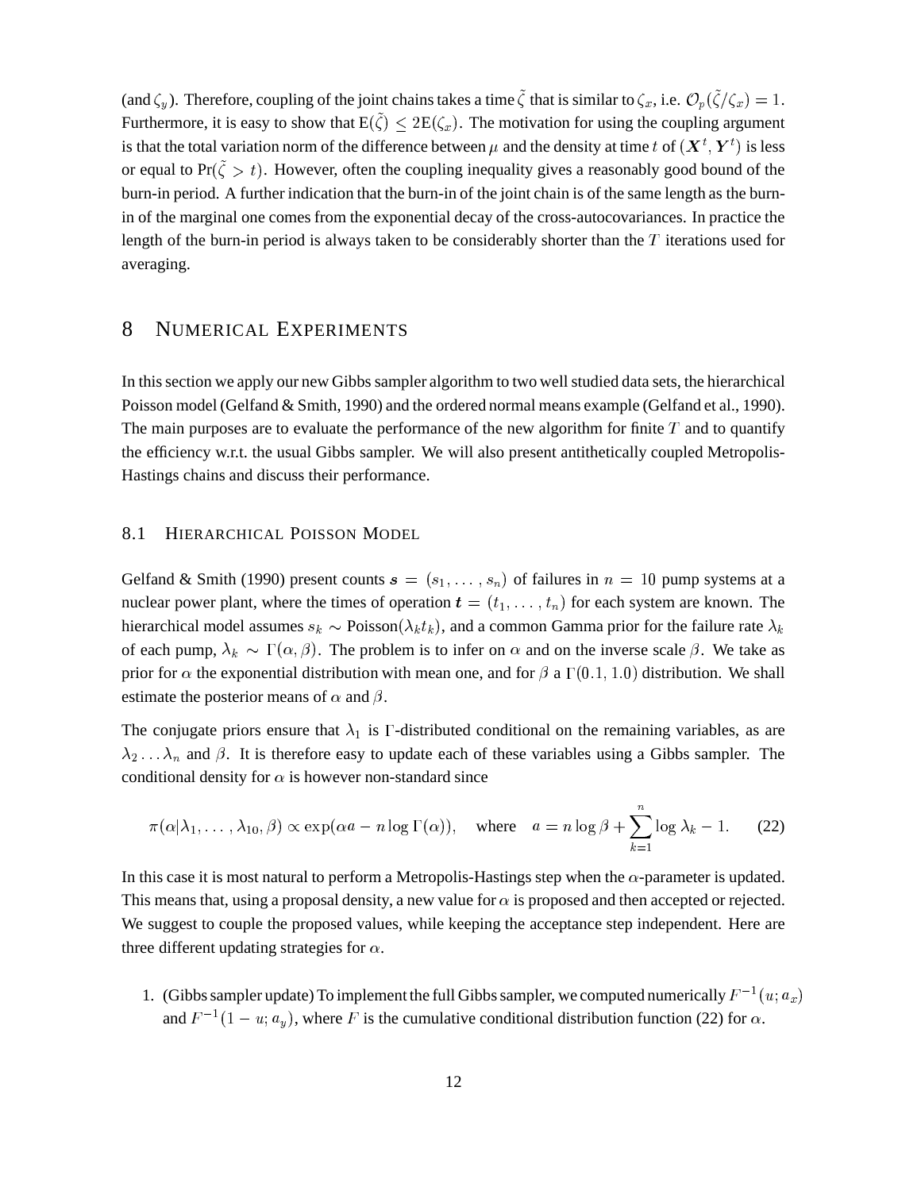(and $\zeta_y$). Therefore, coupling of the joint chains takes a time $\tilde{\zeta}$ that is similar to $\zeta_x$, i.e. $\mathcal{O}_p(\tilde{\zeta}/\zeta_x) = 1$. Furthermore, it is easy to show that $\mathrm{E}(\tilde{\zeta}) \leq 2\mathrm{E}(\zeta_x)$. The motivation for using the coupling argument is that the total variation norm of the difference between $\mu$ and the density at time $t$ of $(\boldsymbol{X}^t, \boldsymbol{Y}^t)$ is less or equal to $\Pr(\tilde{\zeta} > t)$. However, often the coupling inequality gives a reasonably good bound of the burn-in period. A further indication that the burn-in of the joint chain is of the same length as the burn-in of the marginal one comes from the exponential decay of the cross-autocovariances. In practice the length of the burn-in period is always taken to be considerably shorter than the $T$ iterations used for averaging.

# 8 Numerical Experiments

In this section we apply our new Gibbs sampler algorithm to two well studied data sets, the hierarchical Poisson model (Gelfand & Smith, 1990) and the ordered normal means example (Gelfand et al., 1990). The main purposes are to evaluate the performance of the new algorithm for finite $T$ and to quantify the efficiency w.r.t. the usual Gibbs sampler. We will also present antithetically coupled Metropolis-Hastings chains and discuss their performance.

## 8.1 Hierarchical Poisson Model

Gelfand & Smith (1990) present counts $\boldsymbol{s} = (s_1, \ldots, s_n)$ of failures in $n = 10$ pump systems at a nuclear power plant, where the times of operation $\boldsymbol{t} = (t_1, \ldots, t_n)$ for each system are known. The hierarchical model assumes $s_k \sim \text{Poisson}(\lambda_k t_k)$, and a common Gamma prior for the failure rate $\lambda_k$ of each pump, $\lambda_k \sim \Gamma(\alpha, \beta)$. The problem is to infer on $\alpha$ and on the inverse scale $\beta$. We take as prior for $\alpha$ the exponential distribution with mean one, and for $\beta$ a $\Gamma(0.1, 1.0)$ distribution. We shall estimate the posterior means of $\alpha$ and $\beta$.

The conjugate priors ensure that $\lambda_1$ is $\Gamma$-distributed conditional on the remaining variables, as are $\lambda_2 \ldots \lambda_n$ and $\beta$. It is therefore easy to update each of these variables using a Gibbs sampler. The conditional density for $\alpha$ is however non-standard since

$$\pi(\alpha|\lambda_1, \ldots, \lambda_{10}, \beta) \propto \exp(\alpha a - n \log \Gamma(\alpha)), \quad \text{where} \quad a = n \log \beta + \sum_{k=1}^{n} \log \lambda_k - 1. \qquad (22)$$

In this case it is most natural to perform a Metropolis-Hastings step when the $\alpha$-parameter is updated. This means that, using a proposal density, a new value for $\alpha$ is proposed and then accepted or rejected. We suggest to couple the proposed values, while keeping the acceptance step independent. Here are three different updating strategies for $\alpha$.

1. (Gibbs sampler update) To implement the full Gibbs sampler, we computed numerically $F^{-1}(u; a_x)$ and $F^{-1}(1-u; a_y)$, where $F$ is the cumulative conditional distribution function (22) for $\alpha$.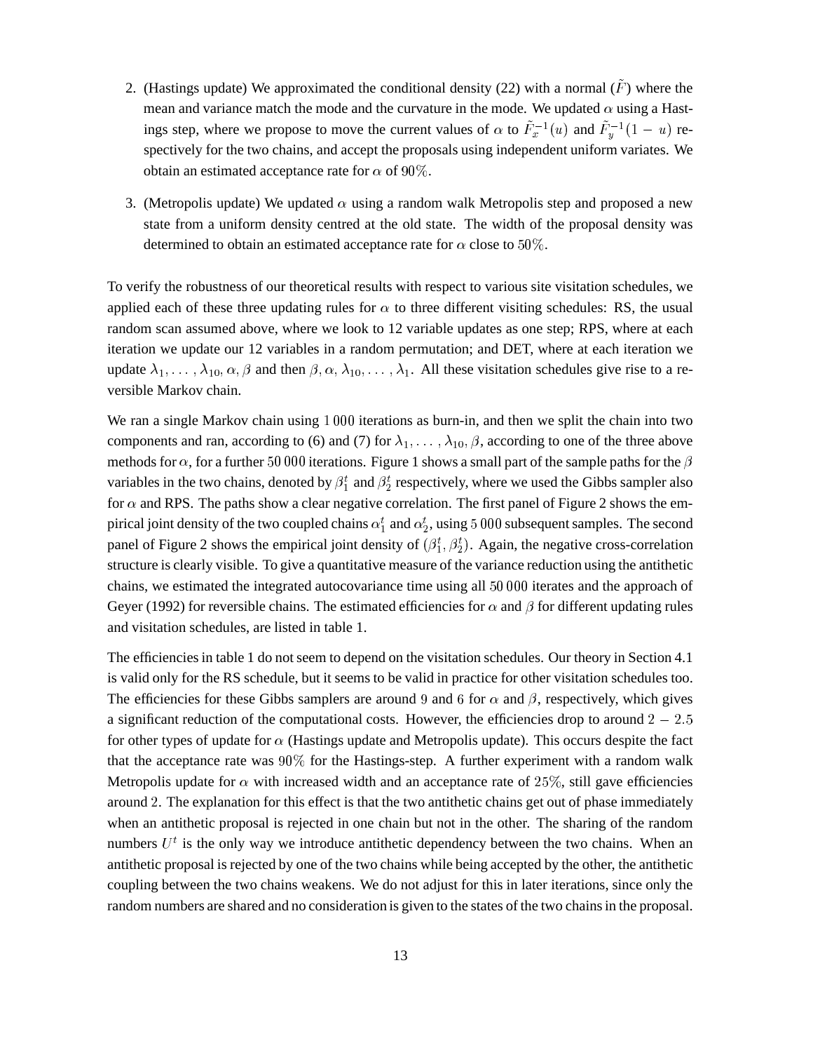2. (Hastings update) We approximated the conditional density (22) with a normal ($\tilde{F}$) where the mean and variance match the mode and the curvature in the mode. We updated $\alpha$ using a Hastings step, where we propose to move the current values of $\alpha$ to $\tilde{F}_x^{-1}(u)$ and $\tilde{F}_y^{-1}(1-u)$ respectively for the two chains, and accept the proposals using independent uniform variates. We obtain an estimated acceptance rate for $\alpha$ of $90\%$.

3. (Metropolis update) We updated $\alpha$ using a random walk Metropolis step and proposed a new state from a uniform density centred at the old state. The width of the proposal density was determined to obtain an estimated acceptance rate for $\alpha$ close to $50\%$.

To verify the robustness of our theoretical results with respect to various site visitation schedules, we applied each of these three updating rules for $\alpha$ to three different visiting schedules: RS, the usual random scan assumed above, where we look to 12 variable updates as one step; RPS, where at each iteration we update our 12 variables in a random permutation; and DET, where at each iteration we update $\lambda_1, \ldots, \lambda_{10}, \alpha, \beta$ and then $\beta, \alpha, \lambda_{10}, \ldots, \lambda_1$. All these visitation schedules give rise to a reversible Markov chain.

We ran a single Markov chain using $1\,000$ iterations as burn-in, and then we split the chain into two components and ran, according to (6) and (7) for $\lambda_1, \ldots, \lambda_{10}, \beta$, according to one of the three above methods for $\alpha$, for a further $50\,000$ iterations. Figure 1 shows a small part of the sample paths for the $\beta$ variables in the two chains, denoted by $\beta_1^t$ and $\beta_2^t$ respectively, where we used the Gibbs sampler also for $\alpha$ and RPS. The paths show a clear negative correlation. The first panel of Figure 2 shows the empirical joint density of the two coupled chains $\alpha_1^t$ and $\alpha_2^t$, using $5\,000$ subsequent samples. The second panel of Figure 2 shows the empirical joint density of $(\beta_1^t, \beta_2^t)$. Again, the negative cross-correlation structure is clearly visible. To give a quantitative measure of the variance reduction using the antithetic chains, we estimated the integrated autocovariance time using all $50\,000$ iterates and the approach of Geyer (1992) for reversible chains. The estimated efficiencies for $\alpha$ and $\beta$ for different updating rules and visitation schedules, are listed in table 1.

The efficiencies in table 1 do not seem to depend on the visitation schedules. Our theory in Section 4.1 is valid only for the RS schedule, but it seems to be valid in practice for other visitation schedules too. The efficiencies for these Gibbs samplers are around $9$ and $6$ for $\alpha$ and $\beta$, respectively, which gives a significant reduction of the computational costs. However, the efficiencies drop to around $2-2.5$ for other types of update for $\alpha$ (Hastings update and Metropolis update). This occurs despite the fact that the acceptance rate was $90\%$ for the Hastings-step. A further experiment with a random walk Metropolis update for $\alpha$ with increased width and an acceptance rate of $25\%$, still gave efficiencies around $2$. The explanation for this effect is that the two antithetic chains get out of phase immediately when an antithetic proposal is rejected in one chain but not in the other. The sharing of the random numbers $U^t$ is the only way we introduce antithetic dependency between the two chains. When an antithetic proposal is rejected by one of the two chains while being accepted by the other, the antithetic coupling between the two chains weakens. We do not adjust for this in later iterations, since only the random numbers are shared and no consideration is given to the states of the two chains in the proposal.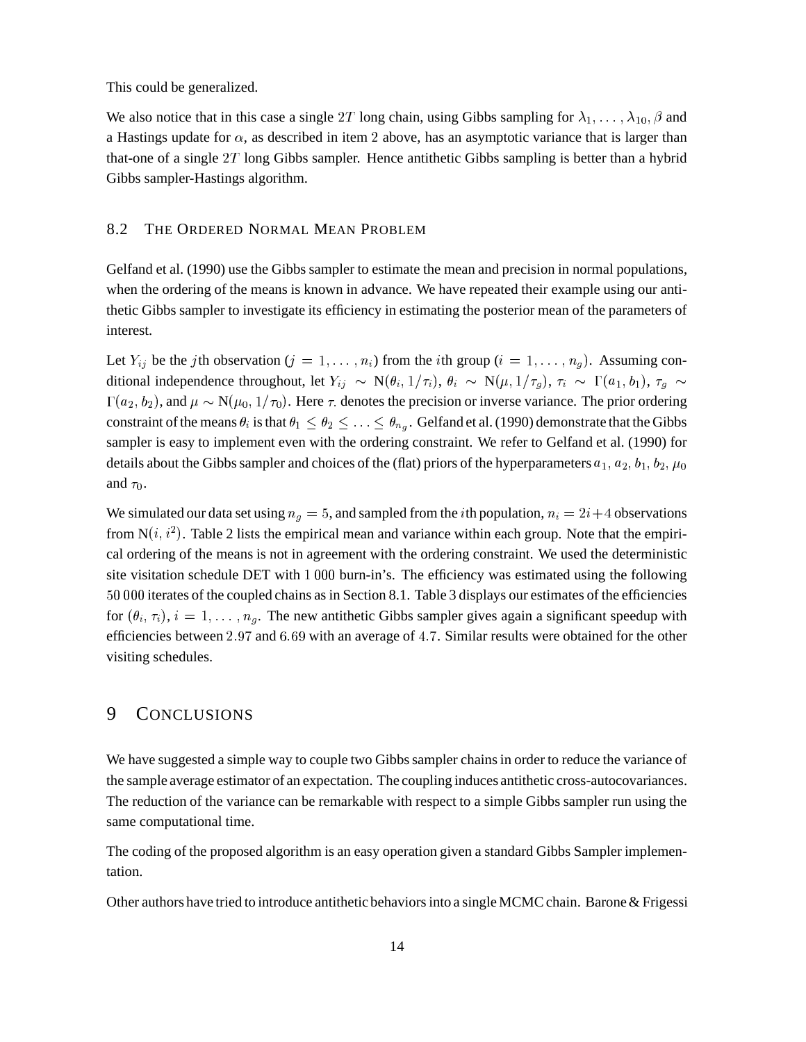This could be generalized.

We also notice that in this case a single $2T$ long chain, using Gibbs sampling for $\lambda_1, \ldots, \lambda_{10}, \beta$ and a Hastings update for $\alpha$, as described in item 2 above, has an asymptotic variance that is larger than that-one of a single $2T$ long Gibbs sampler. Hence antithetic Gibbs sampling is better than a hybrid Gibbs sampler-Hastings algorithm.

### 8.2 The Ordered Normal Mean Problem

Gelfand et al. (1990) use the Gibbs sampler to estimate the mean and precision in normal populations, when the ordering of the means is known in advance. We have repeated their example using our antithetic Gibbs sampler to investigate its efficiency in estimating the posterior mean of the parameters of interest.

Let $Y_{ij}$ be the $j$th observation ($j = 1, \ldots, n_i$) from the $i$th group ($i = 1, \ldots, n_g$). Assuming conditional independence throughout, let $Y_{ij} \sim \mathrm{N}(\theta_i, 1/\tau_i)$, $\theta_i \sim \mathrm{N}(\mu, 1/\tau_g)$, $\tau_i \sim \Gamma(a_1, b_1)$, $\tau_g \sim \Gamma(a_2, b_2)$, and $\mu \sim \mathrm{N}(\mu_0, 1/\tau_0)$. Here $\tau_{\cdot}$ denotes the precision or inverse variance. The prior ordering constraint of the means $\theta_i$ is that $\theta_1 \leq \theta_2 \leq \ldots \leq \theta_{n_g}$. Gelfand et al. (1990) demonstrate that the Gibbs sampler is easy to implement even with the ordering constraint. We refer to Gelfand et al. (1990) for details about the Gibbs sampler and choices of the (flat) priors of the hyperparameters $a_1$, $a_2$, $b_1$, $b_2$, $\mu_0$ and $\tau_0$.

We simulated our data set using $n_g = 5$, and sampled from the $i$th population, $n_i = 2i+4$ observations from $\mathrm{N}(i, i^2)$. Table 2 lists the empirical mean and variance within each group. Note that the empirical ordering of the means is not in agreement with the ordering constraint. We used the deterministic site visitation schedule DET with $1\,000$ burn-in's. The efficiency was estimated using the following $50\,000$ iterates of the coupled chains as in Section 8.1. Table 3 displays our estimates of the efficiencies for $(\theta_i, \tau_i)$, $i = 1, \ldots, n_g$. The new antithetic Gibbs sampler gives again a significant speedup with efficiencies between $2.97$ and $6.69$ with an average of $4.7$. Similar results were obtained for the other visiting schedules.

## 9 Conclusions

We have suggested a simple way to couple two Gibbs sampler chains in order to reduce the variance of the sample average estimator of an expectation. The coupling induces antithetic cross-autocovariances. The reduction of the variance can be remarkable with respect to a simple Gibbs sampler run using the same computational time.

The coding of the proposed algorithm is an easy operation given a standard Gibbs Sampler implementation.

Other authors have tried to introduce antithetic behaviors into a single MCMC chain. Barone & Frigessi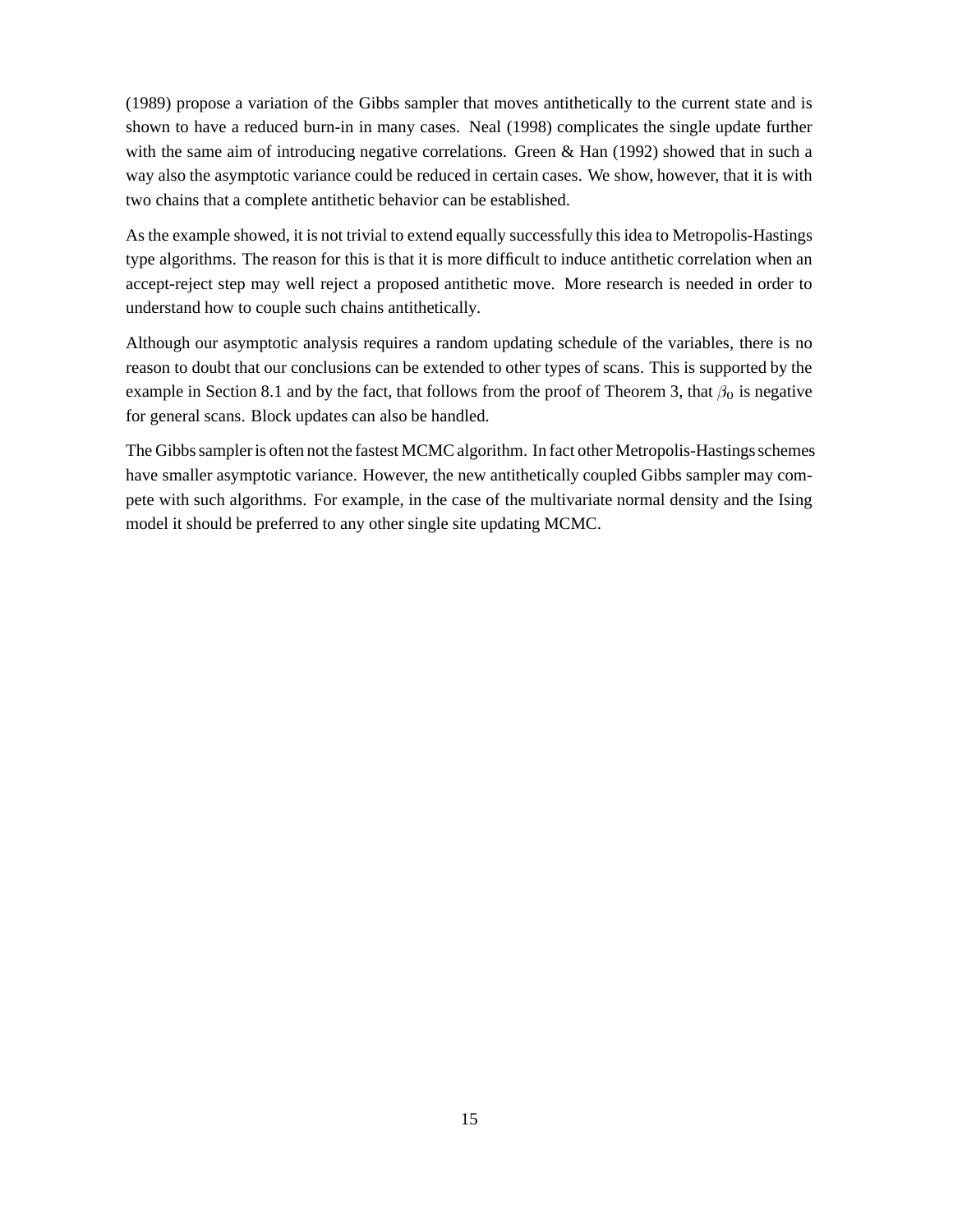(1989) propose a variation of the Gibbs sampler that moves antithetically to the current state and is shown to have a reduced burn-in in many cases. Neal (1998) complicates the single update further with the same aim of introducing negative correlations. Green & Han (1992) showed that in such a way also the asymptotic variance could be reduced in certain cases. We show, however, that it is with two chains that a complete antithetic behavior can be established.

As the example showed, it is not trivial to extend equally successfully this idea to Metropolis-Hastings type algorithms. The reason for this is that it is more difficult to induce antithetic correlation when an accept-reject step may well reject a proposed antithetic move. More research is needed in order to understand how to couple such chains antithetically.

Although our asymptotic analysis requires a random updating schedule of the variables, there is no reason to doubt that our conclusions can be extended to other types of scans. This is supported by the example in Section 8.1 and by the fact, that follows from the proof of Theorem 3, that $\beta_0$ is negative for general scans. Block updates can also be handled.

The Gibbs sampler is often not the fastest MCMC algorithm. In fact other Metropolis-Hastings schemes have smaller asymptotic variance. However, the new antithetically coupled Gibbs sampler may compete with such algorithms. For example, in the case of the multivariate normal density and the Ising model it should be preferred to any other single site updating MCMC.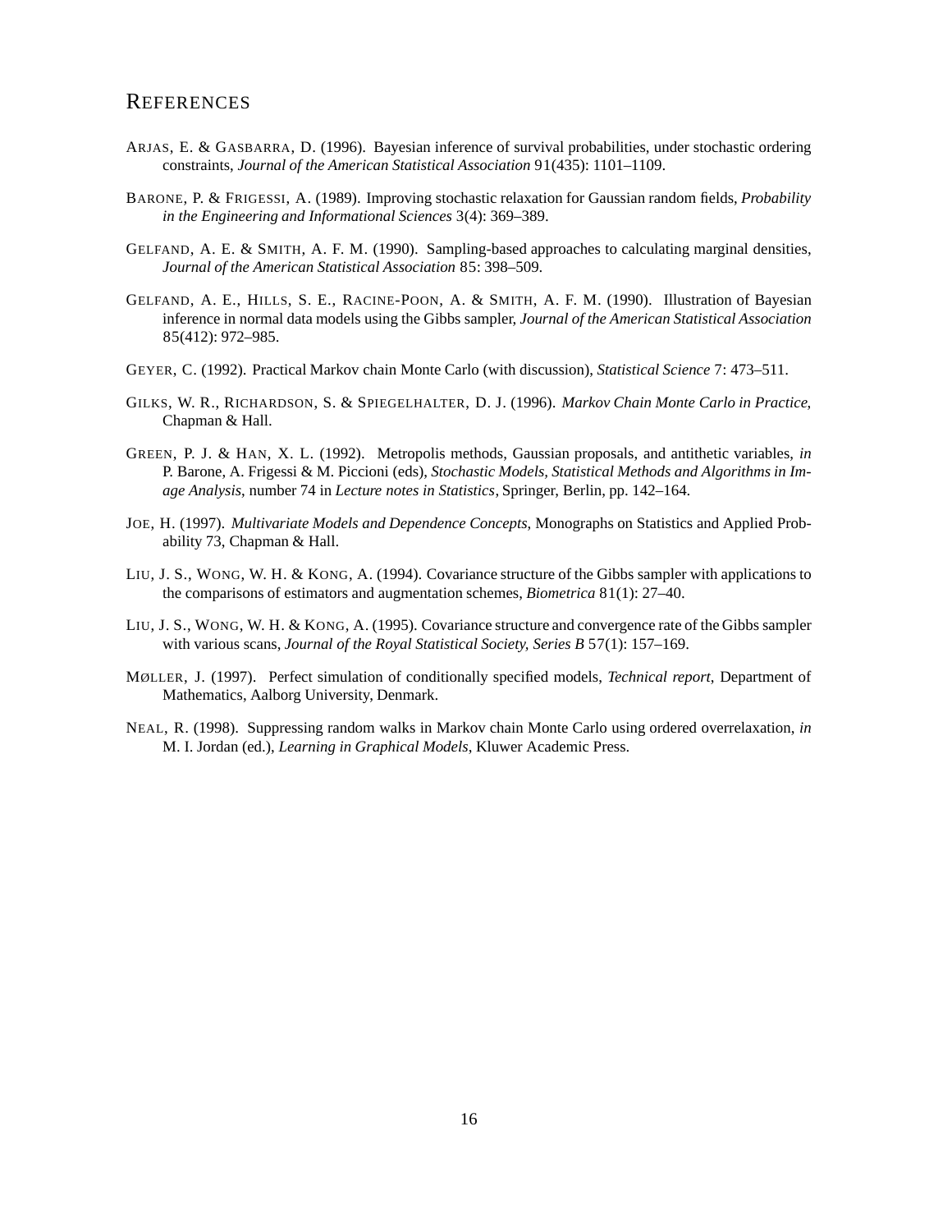## References

Arjas, E. & Gasbarra, D. (1996). Bayesian inference of survival probabilities, under stochastic ordering constraints, *Journal of the American Statistical Association* 91(435): 1101–1109.

Barone, P. & Frigessi, A. (1989). Improving stochastic relaxation for Gaussian random fields, *Probability in the Engineering and Informational Sciences* 3(4): 369–389.

Gelfand, A. E. & Smith, A. F. M. (1990). Sampling-based approaches to calculating marginal densities, *Journal of the American Statistical Association* 85: 398–509.

Gelfand, A. E., Hills, S. E., Racine-Poon, A. & Smith, A. F. M. (1990). Illustration of Bayesian inference in normal data models using the Gibbs sampler, *Journal of the American Statistical Association* 85(412): 972–985.

Geyer, C. (1992). Practical Markov chain Monte Carlo (with discussion), *Statistical Science* 7: 473–511.

Gilks, W. R., Richardson, S. & Spiegelhalter, D. J. (1996). *Markov Chain Monte Carlo in Practice*, Chapman & Hall.

Green, P. J. & Han, X. L. (1992). Metropolis methods, Gaussian proposals, and antithetic variables, *in* P. Barone, A. Frigessi & M. Piccioni (eds), *Stochastic Models, Statistical Methods and Algorithms in Image Analysis*, number 74 in *Lecture notes in Statistics*, Springer, Berlin, pp. 142–164.

Joe, H. (1997). *Multivariate Models and Dependence Concepts*, Monographs on Statistics and Applied Probability 73, Chapman & Hall.

Liu, J. S., Wong, W. H. & Kong, A. (1994). Covariance structure of the Gibbs sampler with applications to the comparisons of estimators and augmentation schemes, *Biometrica* 81(1): 27–40.

Liu, J. S., Wong, W. H. & Kong, A. (1995). Covariance structure and convergence rate of the Gibbs sampler with various scans, *Journal of the Royal Statistical Society, Series B* 57(1): 157–169.

Møller, J. (1997). Perfect simulation of conditionally specified models, *Technical report*, Department of Mathematics, Aalborg University, Denmark.

Neal, R. (1998). Suppressing random walks in Markov chain Monte Carlo using ordered overrelaxation, *in* M. I. Jordan (ed.), *Learning in Graphical Models*, Kluwer Academic Press.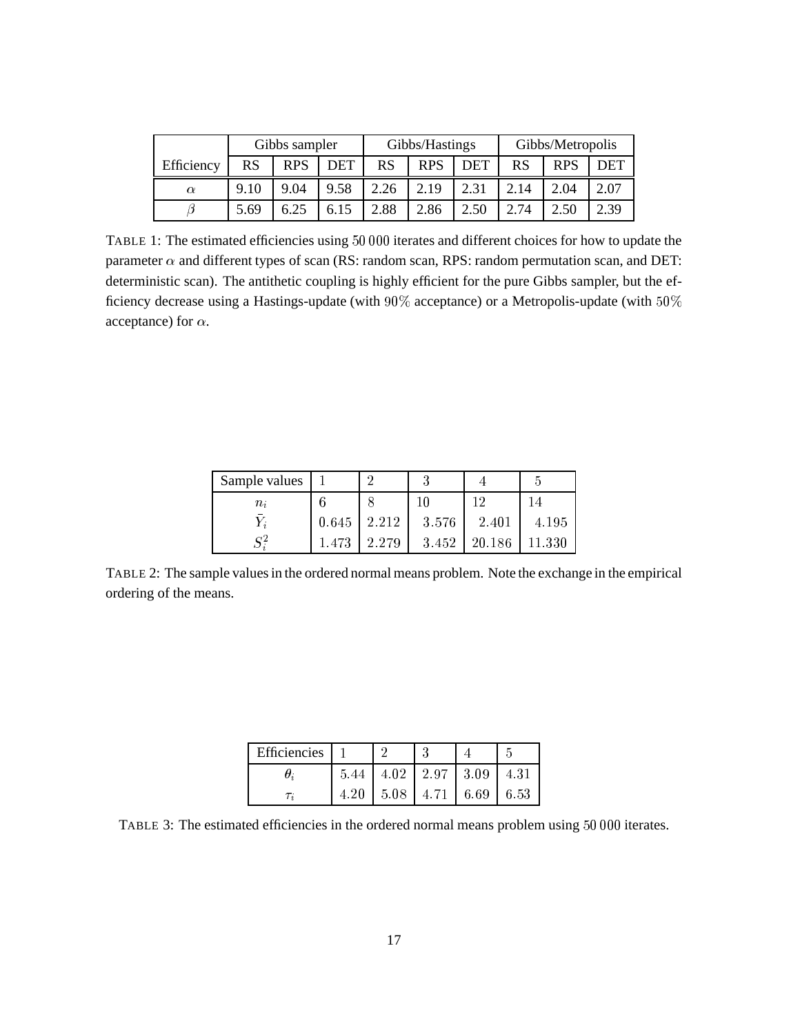| | Gibbs sampler | | | Gibbs/Hastings | | | Gibbs/Metropolis | | |
|---|---|---|---|---|---|---|---|---|---|
| Efficiency | RS | RPS | DET | RS | RPS | DET | RS | RPS | DET |
| $\alpha$ | 9.10 | 9.04 | 9.58 | 2.26 | 2.19 | 2.31 | 2.14 | 2.04 | 2.07 |
| $\beta$ | 5.69 | 6.25 | 6.15 | 2.88 | 2.86 | 2.50 | 2.74 | 2.50 | 2.39 |

TABLE 1: The estimated efficiencies using $50\,000$ iterates and different choices for how to update the parameter $\alpha$ and different types of scan (RS: random scan, RPS: random permutation scan, and DET: deterministic scan). The antithetic coupling is highly efficient for the pure Gibbs sampler, but the efficiency decrease using a Hastings-update (with $90\%$ acceptance) or a Metropolis-update (with $50\%$ acceptance) for $\alpha$.

| Sample values | 1 | 2 | 3 | 4 | 5 |
|---|---|---|---|---|---|
| $n_i$ | 6 | 8 | 10 | 12 | 14 |
| $\bar{Y}_i$ | 0.645 | 2.212 | 3.576 | 2.401 | 4.195 |
| $S_i^2$ | 1.473 | 2.279 | 3.452 | 20.186 | 11.330 |

TABLE 2: The sample values in the ordered normal means problem. Note the exchange in the empirical ordering of the means.

| Efficiencies | 1 | 2 | 3 | 4 | 5 |
|---|---|---|---|---|---|
| $\theta_i$ | 5.44 | 4.02 | 2.97 | 3.09 | 4.31 |
| $\tau_i$ | 4.20 | 5.08 | 4.71 | 6.69 | 6.53 |

TABLE 3: The estimated efficiencies in the ordered normal means problem using $50\,000$ iterates.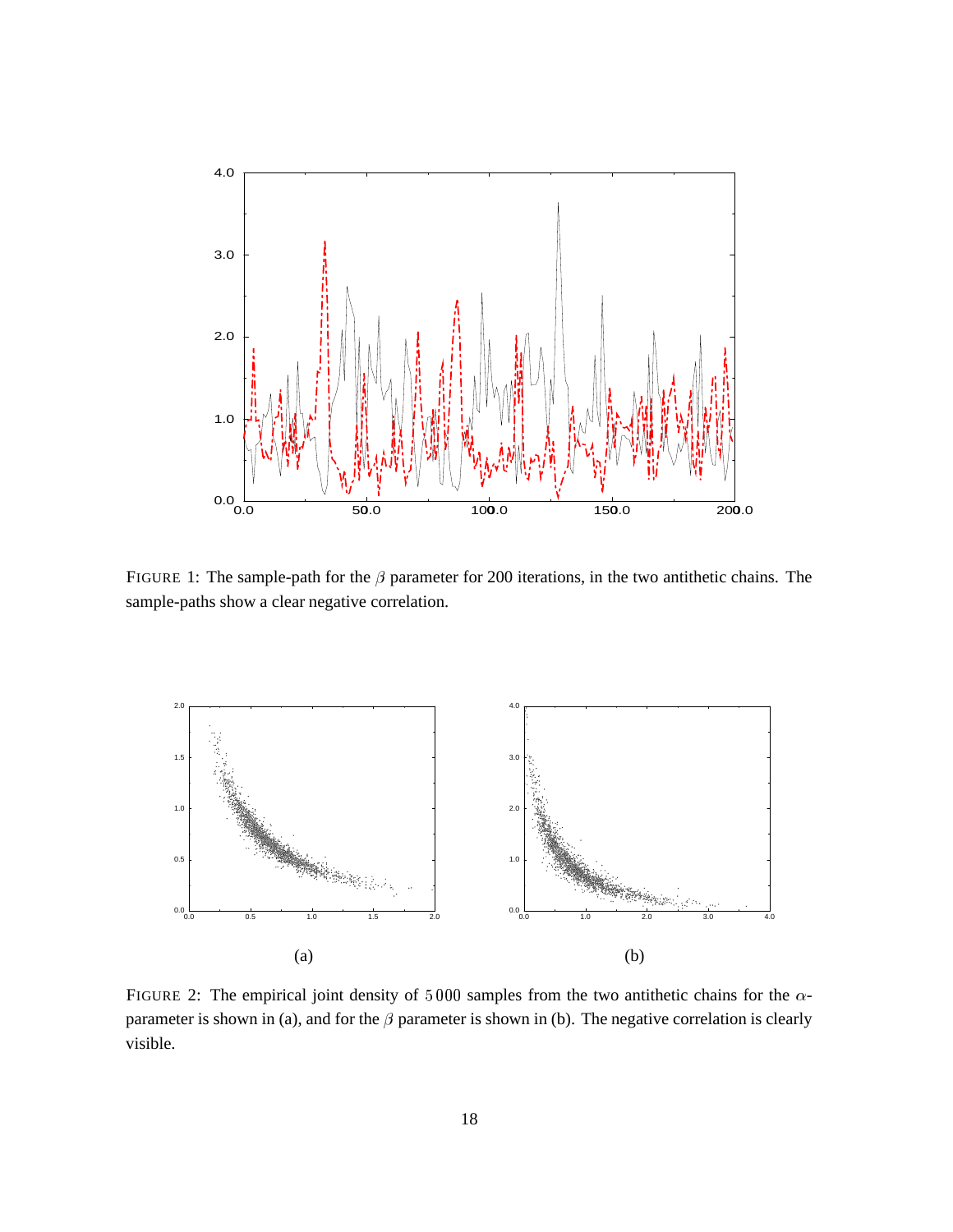FIGURE 1: The sample-path for the $\beta$ parameter for 200 iterations, in the two antithetic chains. The sample-paths show a clear negative correlation.

(a)

(b)

FIGURE 2: The empirical joint density of $5\,000$ samples from the two antithetic chains for the $\alpha$-parameter is shown in (a), and for the $\beta$ parameter is shown in (b). The negative correlation is clearly visible.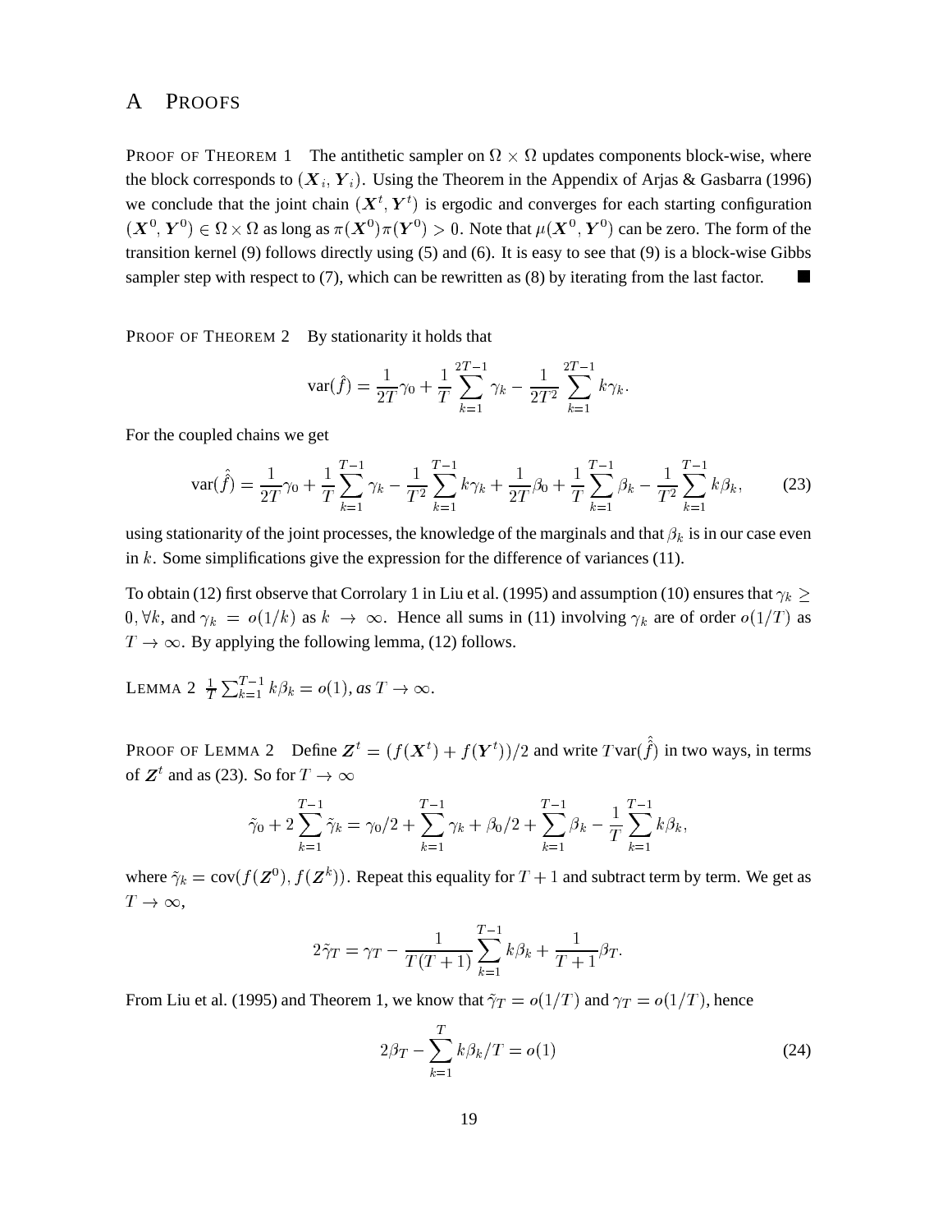# A Proofs

Proof of Theorem 1 The antithetic sampler on $\Omega \times \Omega$ updates components block-wise, where the block corresponds to $(\boldsymbol{X}_i, \boldsymbol{Y}_i)$. Using the Theorem in the Appendix of Arjas & Gasbarra (1996) we conclude that the joint chain $(\boldsymbol{X}^t, \boldsymbol{Y}^t)$ is ergodic and converges for each starting configuration $(\boldsymbol{X}^0, \boldsymbol{Y}^0) \in \Omega \times \Omega$ as long as $\pi(\boldsymbol{X}^0)\pi(\boldsymbol{Y}^0) > 0$. Note that $\mu(\boldsymbol{X}^0, \boldsymbol{Y}^0)$ can be zero. The form of the transition kernel (9) follows directly using (5) and (6). It is easy to see that (9) is a block-wise Gibbs sampler step with respect to (7), which can be rewritten as (8) by iterating from the last factor. ■

Proof of Theorem 2 By stationarity it holds that

$$\text{var}(\hat{f}) = \frac{1}{2T}\gamma_0 + \frac{1}{T}\sum_{k=1}^{2T-1}\gamma_k - \frac{1}{2T^2}\sum_{k=1}^{2T-1}k\gamma_k.$$

For the coupled chains we get

$$\text{var}(\hat{\hat{f}}) = \frac{1}{2T}\gamma_0 + \frac{1}{T}\sum_{k=1}^{T-1}\gamma_k - \frac{1}{T^2}\sum_{k=1}^{T-1}k\gamma_k + \frac{1}{2T}\beta_0 + \frac{1}{T}\sum_{k=1}^{T-1}\beta_k - \frac{1}{T^2}\sum_{k=1}^{T-1}k\beta_k, \tag{23}$$

using stationarity of the joint processes, the knowledge of the marginals and that $\beta_k$ is in our case even in $k$. Some simplifications give the expression for the difference of variances (11).

To obtain (12) first observe that Corrolary 1 in Liu et al. (1995) and assumption (10) ensures that $\gamma_k \geq 0, \forall k$, and $\gamma_k = o(1/k)$ as $k \to \infty$. Hence all sums in (11) involving $\gamma_k$ are of order $o(1/T)$ as $T \to \infty$. By applying the following lemma, (12) follows.

Lemma 2 *$\frac{1}{T}\sum_{k=1}^{T-1} k\beta_k = o(1)$, as $T \to \infty$.*

Proof of Lemma 2 Define $\boldsymbol{Z}^t = (f(\boldsymbol{X}^t) + f(\boldsymbol{Y}^t))/2$ and write $T\text{var}(\hat{\hat{f}})$ in two ways, in terms of $\boldsymbol{Z}^t$ and as (23). So for $T \to \infty$

$$\tilde{\gamma}_0 + 2\sum_{k=1}^{T-1}\tilde{\gamma}_k = \gamma_0/2 + \sum_{k=1}^{T-1}\gamma_k + \beta_0/2 + \sum_{k=1}^{T-1}\beta_k - \frac{1}{T}\sum_{k=1}^{T-1}k\beta_k,$$

where $\tilde{\gamma}_k = \text{cov}(f(\boldsymbol{Z}^0), f(\boldsymbol{Z}^k))$. Repeat this equality for $T+1$ and subtract term by term. We get as $T \to \infty$,

$$2\tilde{\gamma}_T = \gamma_T - \frac{1}{T(T+1)}\sum_{k=1}^{T-1}k\beta_k + \frac{1}{T+1}\beta_T.$$

From Liu et al. (1995) and Theorem 1, we know that $\tilde{\gamma}_T = o(1/T)$ and $\gamma_T = o(1/T)$, hence

$$2\beta_T - \sum_{k=1}^{T}k\beta_k/T = o(1) \tag{24}$$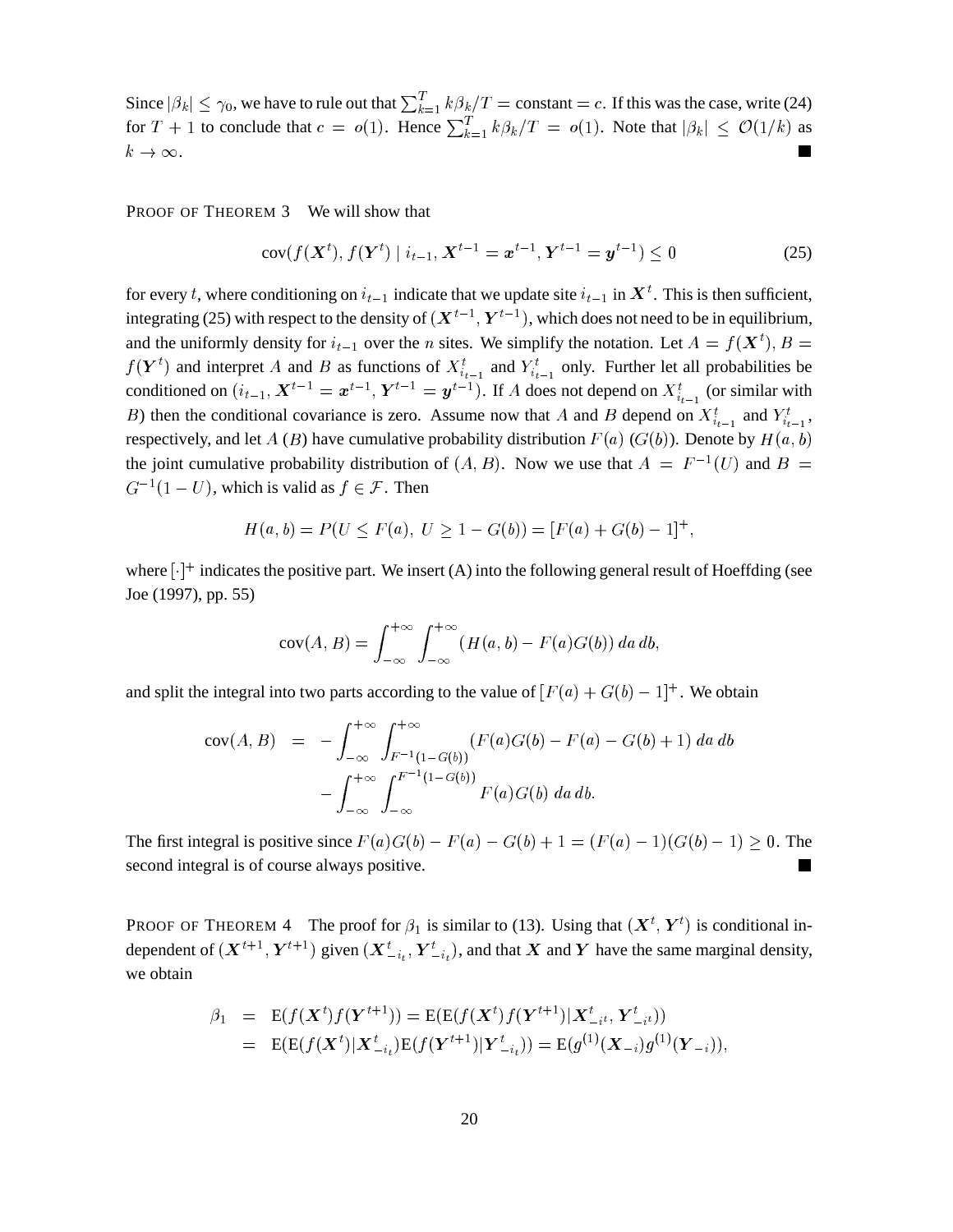Since $|\beta_k| \leq \gamma_0$, we have to rule out that $\sum_{k=1}^{T} k\beta_k/T = \text{constant} = c$. If this was the case, write (24) for $T+1$ to conclude that $c = o(1)$. Hence $\sum_{k=1}^{T} k\beta_k/T = o(1)$. Note that $|\beta_k| \leq \mathcal{O}(1/k)$ as $k \to \infty$. ■

PROOF OF THEOREM 3 We will show that

$$\text{cov}(f(\boldsymbol{X}^t), f(\boldsymbol{Y}^t) \mid i_{t-1}, \boldsymbol{X}^{t-1} = \boldsymbol{x}^{t-1}, \boldsymbol{Y}^{t-1} = \boldsymbol{y}^{t-1}) \leq 0 \tag{25}$$

for every $t$, where conditioning on $i_{t-1}$ indicate that we update site $i_{t-1}$ in $\boldsymbol{X}^t$. This is then sufficient, integrating (25) with respect to the density of $(\boldsymbol{X}^{t-1}, \boldsymbol{Y}^{t-1})$, which does not need to be in equilibrium, and the uniformly density for $i_{t-1}$ over the $n$ sites. We simplify the notation. Let $A = f(\boldsymbol{X}^t)$, $B = f(\boldsymbol{Y}^t)$ and interpret $A$ and $B$ as functions of $X^t_{i_{t-1}}$ and $Y^t_{i_{t-1}}$ only. Further let all probabilities be conditioned on $(i_{t-1}, \boldsymbol{X}^{t-1} = \boldsymbol{x}^{t-1}, \boldsymbol{Y}^{t-1} = \boldsymbol{y}^{t-1})$. If $A$ does not depend on $X^t_{i_{t-1}}$ (or similar with $B$) then the conditional covariance is zero. Assume now that $A$ and $B$ depend on $X^t_{i_{t-1}}$ and $Y^t_{i_{t-1}}$, respectively, and let $A$ ($B$) have cumulative probability distribution $F(a)$ ($G(b)$). Denote by $H(a, b)$ the joint cumulative probability distribution of $(A, B)$. Now we use that $A = F^{-1}(U)$ and $B = G^{-1}(1-U)$, which is valid as $f \in \mathcal{F}$. Then

$$H(a, b) = P(U \leq F(a),\ U \geq 1 - G(b)) = [F(a) + G(b) - 1]^+,$$

where $[\cdot]^+$ indicates the positive part. We insert (A) into the following general result of Hoeffding (see Joe (1997), pp. 55)

$$\text{cov}(A, B) = \int_{-\infty}^{+\infty}\int_{-\infty}^{+\infty} (H(a, b) - F(a)G(b))\, da\, db,$$

and split the integral into two parts according to the value of $[F(a) + G(b) - 1]^+$. We obtain

$$\begin{aligned}
\text{cov}(A, B) &= -\int_{-\infty}^{+\infty}\int_{F^{-1}(1-G(b))}^{+\infty} (F(a)G(b) - F(a) - G(b) + 1)\; da\; db \\
&\quad - \int_{-\infty}^{+\infty}\int_{-\infty}^{F^{-1}(1-G(b))} F(a)G(b)\; da\, db.
\end{aligned}$$

The first integral is positive since $F(a)G(b) - F(a) - G(b) + 1 = (F(a) - 1)(G(b) - 1) \geq 0$. The second integral is of course always positive. ■

PROOF OF THEOREM 4 The proof for $\beta_1$ is similar to (13). Using that $(\boldsymbol{X}^t, \boldsymbol{Y}^t)$ is conditional independent of $(\boldsymbol{X}^{t+1}, \boldsymbol{Y}^{t+1})$ given $(\boldsymbol{X}^t_{-i_t}, \boldsymbol{Y}^t_{-i_t})$, and that $\boldsymbol{X}$ and $\boldsymbol{Y}$ have the same marginal density, we obtain

$$\begin{aligned}
\beta_1 &= \text{E}(f(\boldsymbol{X}^t)f(\boldsymbol{Y}^{t+1})) = \text{E}(\text{E}(f(\boldsymbol{X}^t)f(\boldsymbol{Y}^{t+1})|\boldsymbol{X}^t_{-i^t}, \boldsymbol{Y}^t_{-i^t})) \\
&= \text{E}(\text{E}(f(\boldsymbol{X}^t)|\boldsymbol{X}^t_{-i_t})\text{E}(f(\boldsymbol{Y}^{t+1})|\boldsymbol{Y}^t_{-i_t})) = \text{E}(g^{(1)}(\boldsymbol{X}_{-i})g^{(1)}(\boldsymbol{Y}_{-i})),
\end{aligned}$$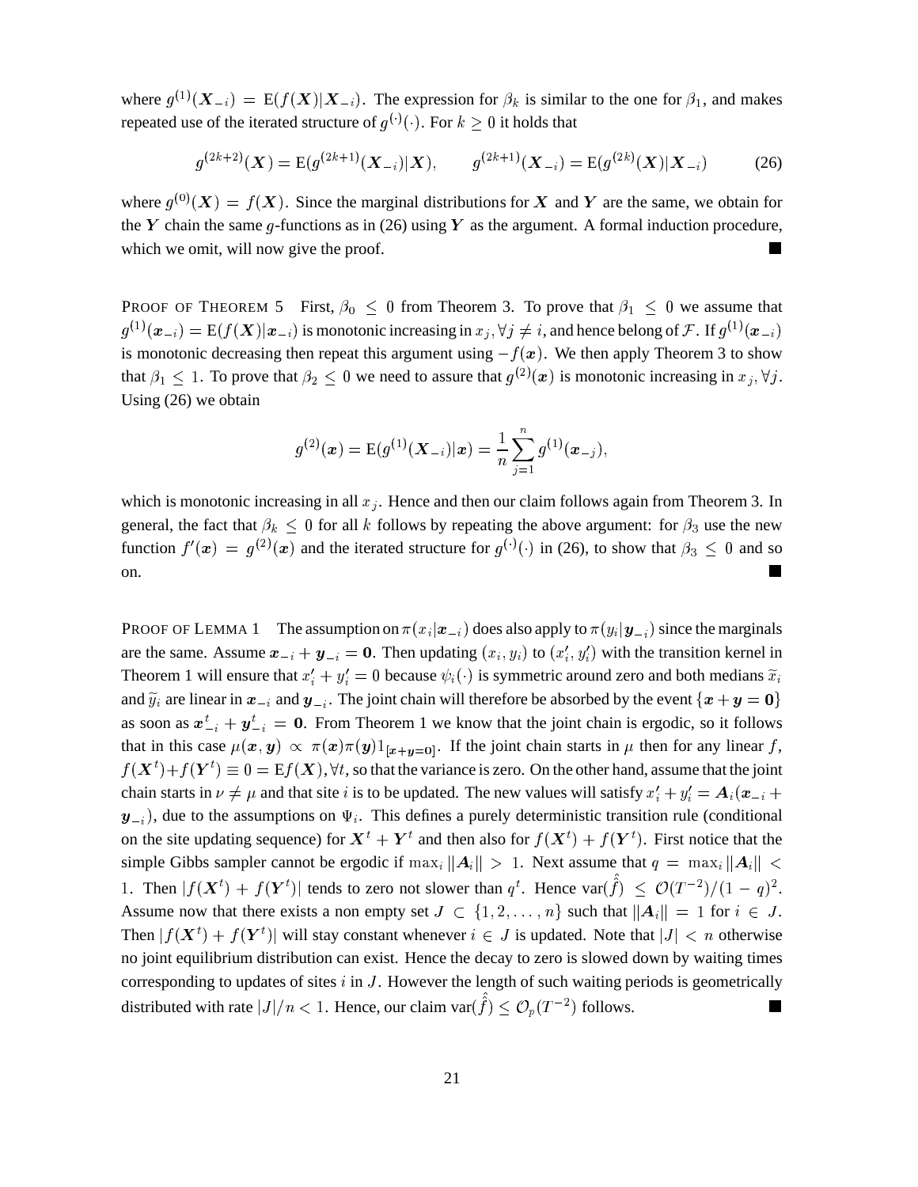where $g^{(1)}(\boldsymbol{X}_{-i}) = \mathrm{E}(f(\boldsymbol{X})|\boldsymbol{X}_{-i})$. The expression for $\beta_k$ is similar to the one for $\beta_1$, and makes repeated use of the iterated structure of $g^{(\cdot)}(\cdot)$. For $k \geq 0$ it holds that

$$g^{(2k+2)}(\boldsymbol{X}) = \mathrm{E}(g^{(2k+1)}(\boldsymbol{X}_{-i})|\boldsymbol{X}), \qquad g^{(2k+1)}(\boldsymbol{X}_{-i}) = \mathrm{E}(g^{(2k)}(\boldsymbol{X})|\boldsymbol{X}_{-i}) \tag{26}$$

where $g^{(0)}(\boldsymbol{X}) = f(\boldsymbol{X})$. Since the marginal distributions for $\boldsymbol{X}$ and $\boldsymbol{Y}$ are the same, we obtain for the $\boldsymbol{Y}$ chain the same $g$-functions as in (26) using $\boldsymbol{Y}$ as the argument. A formal induction procedure, which we omit, will now give the proof. ∎

PROOF OF THEOREM 5 First, $\beta_0 \leq 0$ from Theorem 3. To prove that $\beta_1 \leq 0$ we assume that $g^{(1)}(\boldsymbol{x}_{-i}) = \mathrm{E}(f(\boldsymbol{X})|\boldsymbol{x}_{-i})$ is monotonic increasing in $x_j, \forall j \neq i$, and hence belong of $\mathcal{F}$. If $g^{(1)}(\boldsymbol{x}_{-i})$ is monotonic decreasing then repeat this argument using $-f(\boldsymbol{x})$. We then apply Theorem 3 to show that $\beta_1 \leq 1$. To prove that $\beta_2 \leq 0$ we need to assure that $g^{(2)}(\boldsymbol{x})$ is monotonic increasing in $x_j, \forall j$. Using (26) we obtain

$$g^{(2)}(\boldsymbol{x}) = \mathrm{E}(g^{(1)}(\boldsymbol{X}_{-i})|\boldsymbol{x}) = \frac{1}{n}\sum_{j=1}^{n} g^{(1)}(\boldsymbol{x}_{-j}),$$

which is monotonic increasing in all $x_j$. Hence and then our claim follows again from Theorem 3. In general, the fact that $\beta_k \leq 0$ for all $k$ follows by repeating the above argument: for $\beta_3$ use the new function $f'(\boldsymbol{x}) = g^{(2)}(\boldsymbol{x})$ and the iterated structure for $g^{(\cdot)}(\cdot)$ in (26), to show that $\beta_3 \leq 0$ and so on. ∎

PROOF OF LEMMA 1 The assumption on $\pi(x_i|\boldsymbol{x}_{-i})$ does also apply to $\pi(y_i|\boldsymbol{y}_{-i})$ since the marginals are the same. Assume $\boldsymbol{x}_{-i} + \boldsymbol{y}_{-i} = \boldsymbol{0}$. Then updating $(x_i, y_i)$ to $(x_i', y_i')$ with the transition kernel in Theorem 1 will ensure that $x_i' + y_i' = 0$ because $\psi_i(\cdot)$ is symmetric around zero and both medians $\widetilde{x}_i$ and $\widetilde{y}_i$ are linear in $\boldsymbol{x}_{-i}$ and $\boldsymbol{y}_{-i}$. The joint chain will therefore be absorbed by the event $\{\boldsymbol{x} + \boldsymbol{y} = \boldsymbol{0}\}$ as soon as $\boldsymbol{x}_{-i}^t + \boldsymbol{y}_{-i}^t = \boldsymbol{0}$. From Theorem 1 we know that the joint chain is ergodic, so it follows that in this case $\mu(\boldsymbol{x}, \boldsymbol{y}) \propto \pi(\boldsymbol{x})\pi(\boldsymbol{y})1_{[\boldsymbol{x}+\boldsymbol{y}=\boldsymbol{0}]}$. If the joint chain starts in $\mu$ then for any linear $f$, $f(\boldsymbol{X}^t) + f(\boldsymbol{Y}^t) \equiv 0 = \mathrm{E}f(\boldsymbol{X}), \forall t$, so that the variance is zero. On the other hand, assume that the joint chain starts in $\nu \neq \mu$ and that site $i$ is to be updated. The new values will satisfy $x_i' + y_i' = \boldsymbol{A}_i(\boldsymbol{x}_{-i} + \boldsymbol{y}_{-i})$, due to the assumptions on $\Psi_i$. This defines a purely deterministic transition rule (conditional on the site updating sequence) for $\boldsymbol{X}^t + \boldsymbol{Y}^t$ and then also for $f(\boldsymbol{X}^t) + f(\boldsymbol{Y}^t)$. First notice that the simple Gibbs sampler cannot be ergodic if $\max_i \|\boldsymbol{A}_i\| > 1$. Next assume that $q = \max_i \|\boldsymbol{A}_i\| < 1$. Then $|f(\boldsymbol{X}^t) + f(\boldsymbol{Y}^t)|$ tends to zero not slower than $q^t$. Hence $\mathrm{var}(\hat{\hat{f}}) \leq \mathcal{O}(T^{-2})/(1-q)^2$. Assume now that there exists a non empty set $J \subset \{1, 2, \ldots, n\}$ such that $\|\boldsymbol{A}_i\| = 1$ for $i \in J$. Then $|f(\boldsymbol{X}^t) + f(\boldsymbol{Y}^t)|$ will stay constant whenever $i \in J$ is updated. Note that $|J| < n$ otherwise no joint equilibrium distribution can exist. Hence the decay to zero is slowed down by waiting times corresponding to updates of sites $i$ in $J$. However the length of such waiting periods is geometrically distributed with rate $|J|/n < 1$. Hence, our claim $\mathrm{var}(\hat{\hat{f}}) \leq \mathcal{O}_p(T^{-2})$ follows. ∎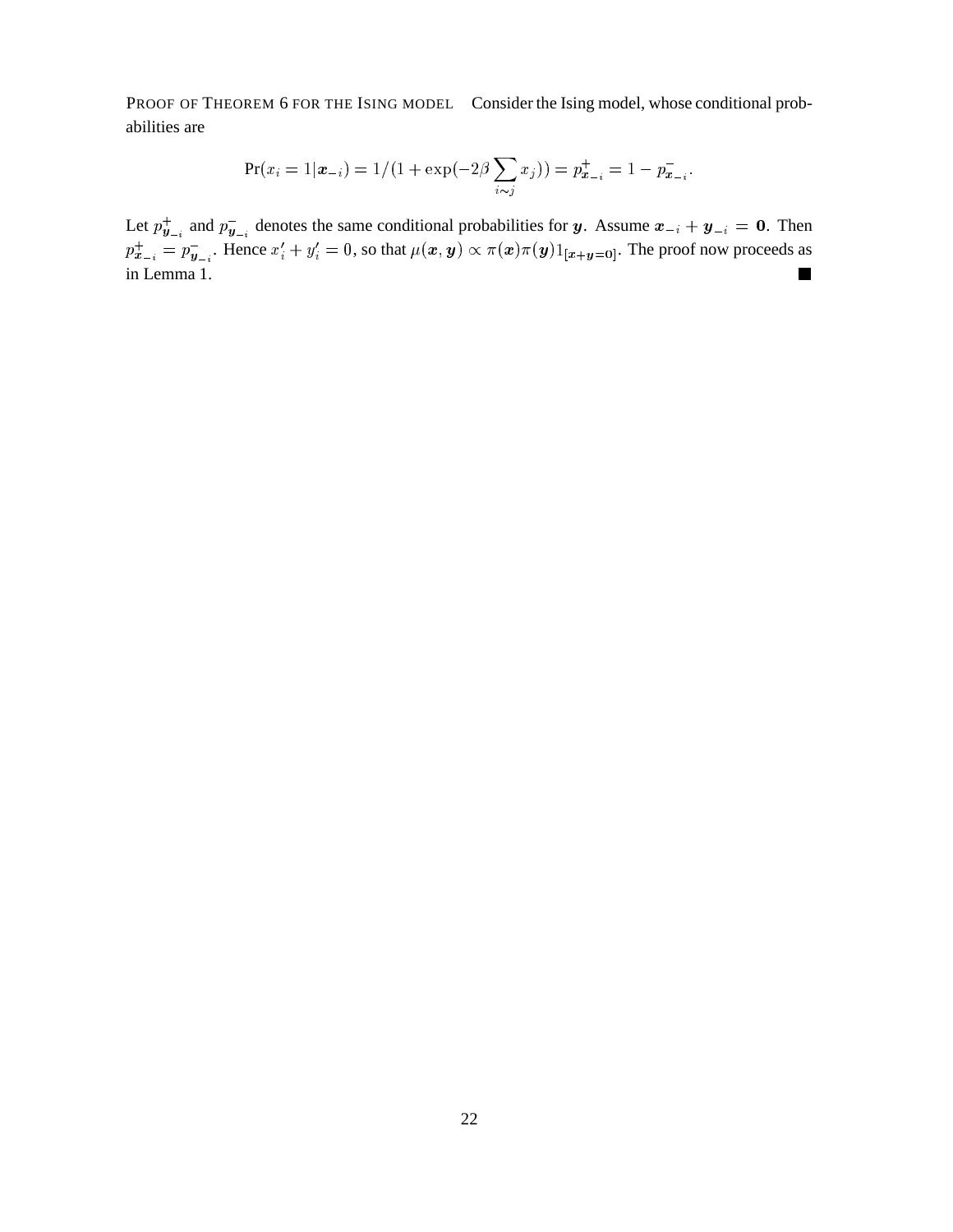PROOF OF THEOREM 6 FOR THE ISING MODEL Consider the Ising model, whose conditional probabilities are

$$\Pr(x_i = 1|\boldsymbol{x}_{-i}) = 1/(1 + \exp(-2\beta \sum_{i \sim j} x_j)) = p^+_{\boldsymbol{x}_{-i}} = 1 - p^-_{\boldsymbol{x}_{-i}}.$$

Let $p^+_{\boldsymbol{y}_{-i}}$ and $p^-_{\boldsymbol{y}_{-i}}$ denotes the same conditional probabilities for $\boldsymbol{y}$. Assume $\boldsymbol{x}_{-i} + \boldsymbol{y}_{-i} = \mathbf{0}$. Then $p^+_{\boldsymbol{x}_{-i}} = p^-_{\boldsymbol{y}_{-i}}$. Hence $x'_i + y'_i = 0$, so that $\mu(\boldsymbol{x}, \boldsymbol{y}) \propto \pi(\boldsymbol{x})\pi(\boldsymbol{y})1_{[\boldsymbol{x}+\boldsymbol{y}=\mathbf{0}]}$. The proof now proceeds as in Lemma 1. ■